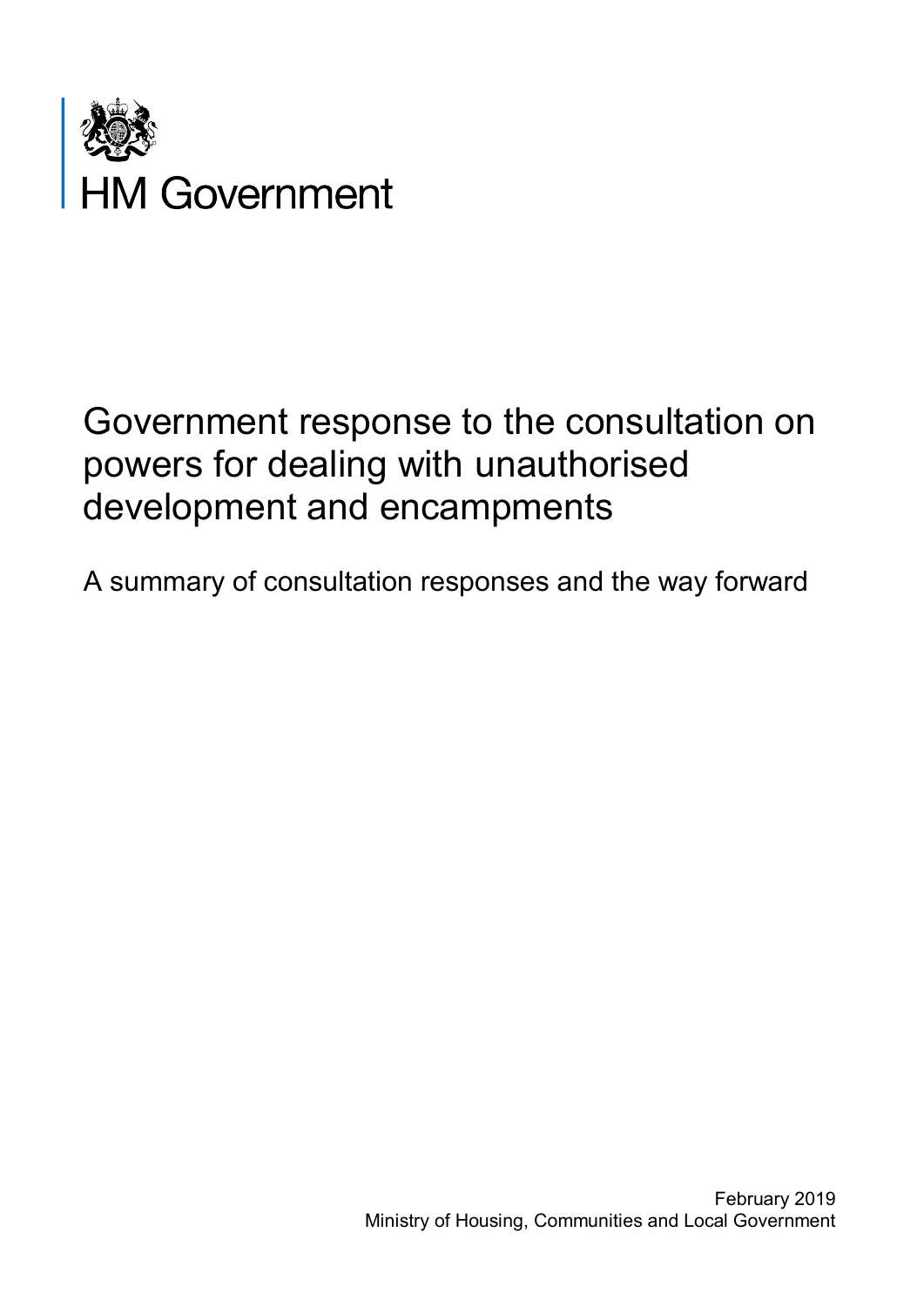HM Government

# Government response to the consultation on powers for dealing with unauthorised development and encampments

A summary of consultation responses and the way forward

February 2019
Ministry of Housing, Communities and Local Government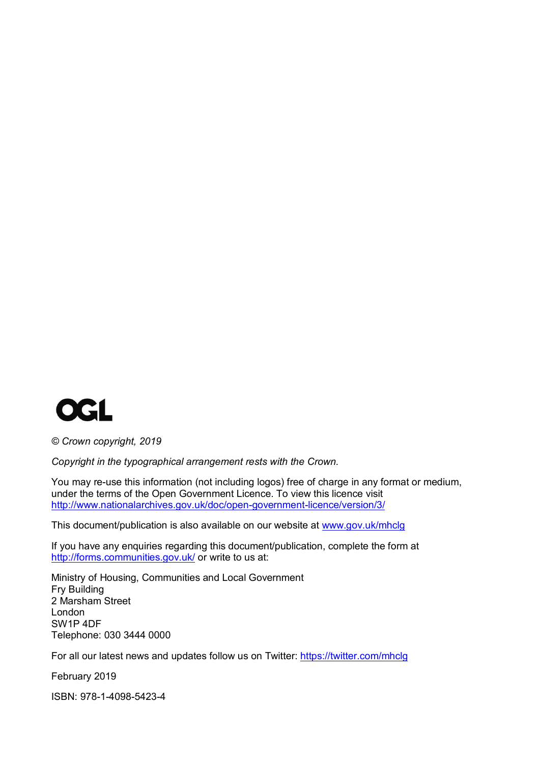OGL

*© Crown copyright, 2019*

*Copyright in the typographical arrangement rests with the Crown.*

You may re-use this information (not including logos) free of charge in any format or medium, under the terms of the Open Government Licence. To view this licence visit http://www.nationalarchives.gov.uk/doc/open-government-licence/version/3/

This document/publication is also available on our website at www.gov.uk/mhclg

If you have any enquiries regarding this document/publication, complete the form at http://forms.communities.gov.uk/ or write to us at:

Ministry of Housing, Communities and Local Government
Fry Building
2 Marsham Street
London
SW1P 4DF
Telephone: 030 3444 0000

For all our latest news and updates follow us on Twitter: https://twitter.com/mhclg

February 2019

ISBN: 978-1-4098-5423-4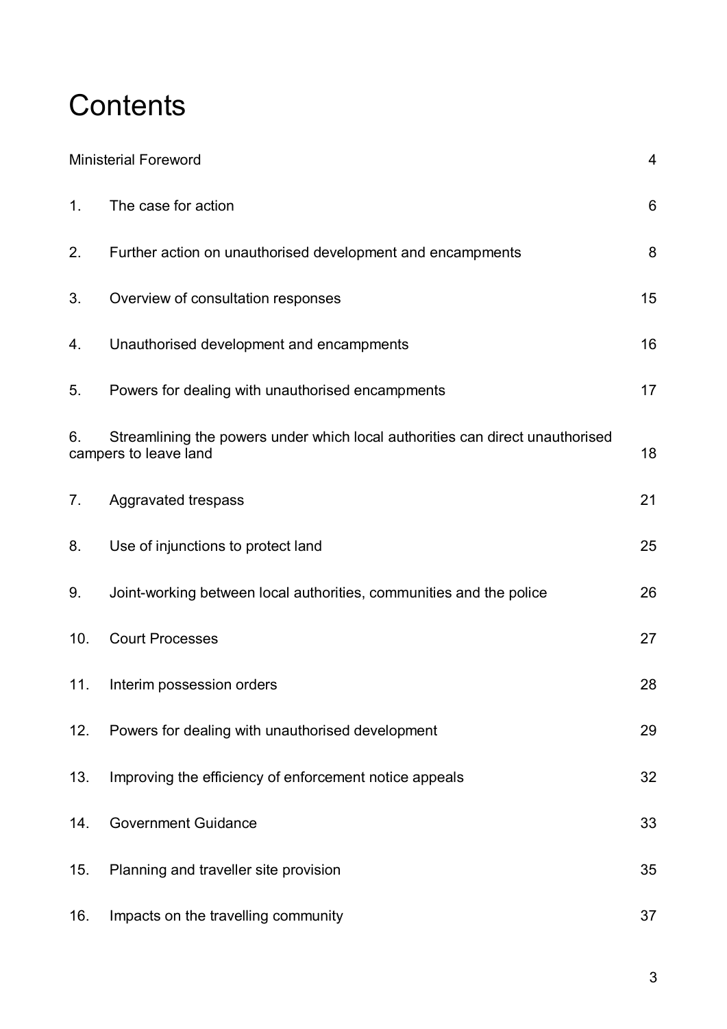# Contents

| | | |
|---|---|---|
| Ministerial Foreword | | 4 |
| 1. | The case for action | 6 |
| 2. | Further action on unauthorised development and encampments | 8 |
| 3. | Overview of consultation responses | 15 |
| 4. | Unauthorised development and encampments | 16 |
| 5. | Powers for dealing with unauthorised encampments | 17 |
| 6. | Streamlining the powers under which local authorities can direct unauthorised campers to leave land | 18 |
| 7. | Aggravated trespass | 21 |
| 8. | Use of injunctions to protect land | 25 |
| 9. | Joint-working between local authorities, communities and the police | 26 |
| 10. | Court Processes | 27 |
| 11. | Interim possession orders | 28 |
| 12. | Powers for dealing with unauthorised development | 29 |
| 13. | Improving the efficiency of enforcement notice appeals | 32 |
| 14. | Government Guidance | 33 |
| 15. | Planning and traveller site provision | 35 |
| 16. | Impacts on the travelling community | 37 |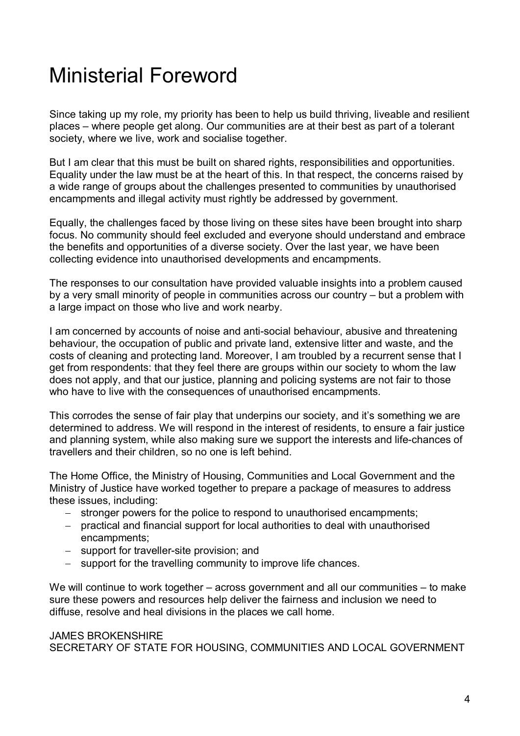# Ministerial Foreword

Since taking up my role, my priority has been to help us build thriving, liveable and resilient places – where people get along. Our communities are at their best as part of a tolerant society, where we live, work and socialise together.

But I am clear that this must be built on shared rights, responsibilities and opportunities. Equality under the law must be at the heart of this. In that respect, the concerns raised by a wide range of groups about the challenges presented to communities by unauthorised encampments and illegal activity must rightly be addressed by government.

Equally, the challenges faced by those living on these sites have been brought into sharp focus. No community should feel excluded and everyone should understand and embrace the benefits and opportunities of a diverse society. Over the last year, we have been collecting evidence into unauthorised developments and encampments.

The responses to our consultation have provided valuable insights into a problem caused by a very small minority of people in communities across our country – but a problem with a large impact on those who live and work nearby.

I am concerned by accounts of noise and anti-social behaviour, abusive and threatening behaviour, the occupation of public and private land, extensive litter and waste, and the costs of cleaning and protecting land. Moreover, I am troubled by a recurrent sense that I get from respondents: that they feel there are groups within our society to whom the law does not apply, and that our justice, planning and policing systems are not fair to those who have to live with the consequences of unauthorised encampments.

This corrodes the sense of fair play that underpins our society, and it's something we are determined to address. We will respond in the interest of residents, to ensure a fair justice and planning system, while also making sure we support the interests and life-chances of travellers and their children, so no one is left behind.

The Home Office, the Ministry of Housing, Communities and Local Government and the Ministry of Justice have worked together to prepare a package of measures to address these issues, including:

- stronger powers for the police to respond to unauthorised encampments;
- practical and financial support for local authorities to deal with unauthorised encampments;
- support for traveller-site provision; and
- support for the travelling community to improve life chances.

We will continue to work together – across government and all our communities – to make sure these powers and resources help deliver the fairness and inclusion we need to diffuse, resolve and heal divisions in the places we call home.

JAMES BROKENSHIRE
SECRETARY OF STATE FOR HOUSING, COMMUNITIES AND LOCAL GOVERNMENT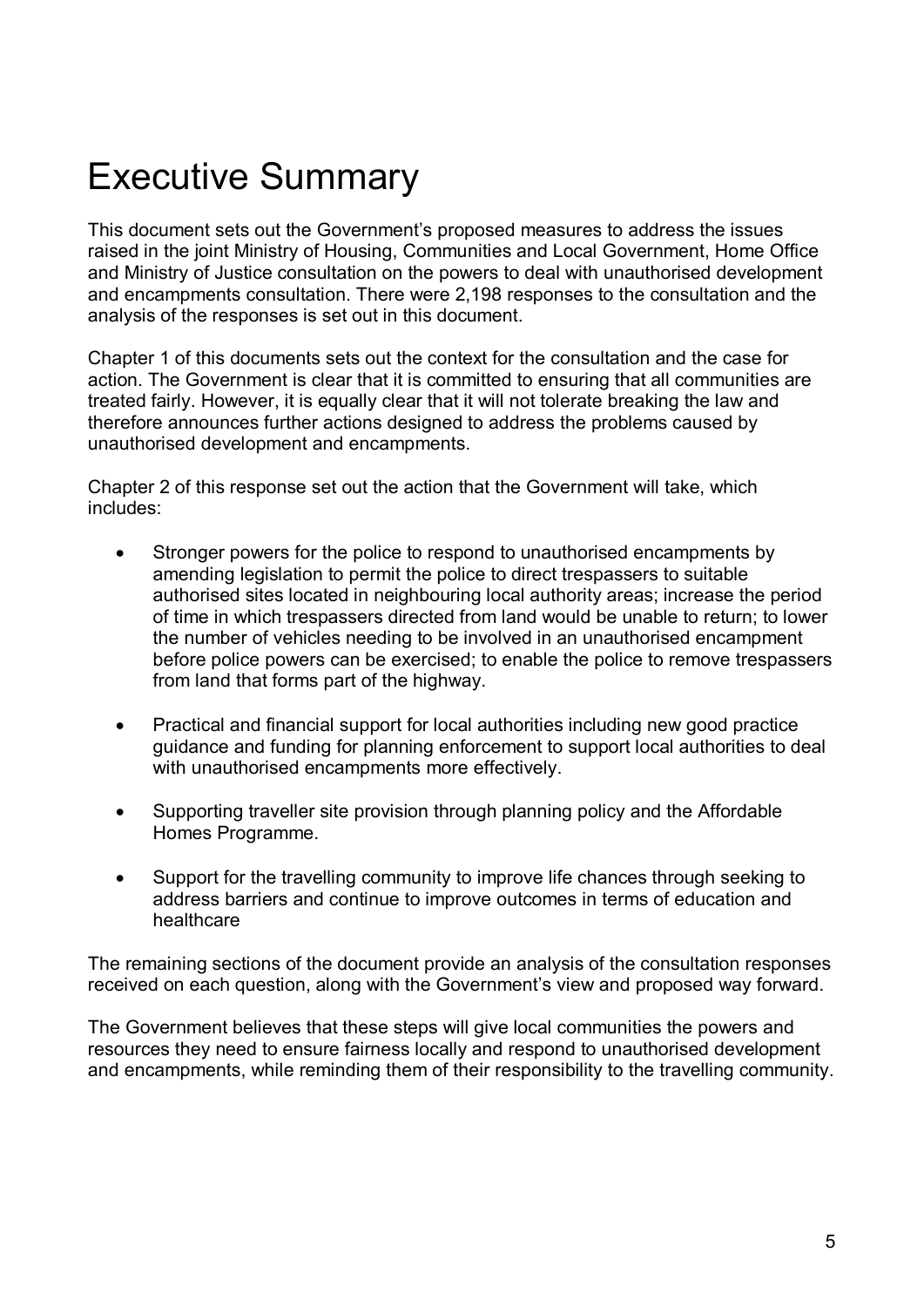# Executive Summary

This document sets out the Government's proposed measures to address the issues raised in the joint Ministry of Housing, Communities and Local Government, Home Office and Ministry of Justice consultation on the powers to deal with unauthorised development and encampments consultation. There were 2,198 responses to the consultation and the analysis of the responses is set out in this document.

Chapter 1 of this documents sets out the context for the consultation and the case for action. The Government is clear that it is committed to ensuring that all communities are treated fairly. However, it is equally clear that it will not tolerate breaking the law and therefore announces further actions designed to address the problems caused by unauthorised development and encampments.

Chapter 2 of this response set out the action that the Government will take, which includes:

- Stronger powers for the police to respond to unauthorised encampments by amending legislation to permit the police to direct trespassers to suitable authorised sites located in neighbouring local authority areas; increase the period of time in which trespassers directed from land would be unable to return; to lower the number of vehicles needing to be involved in an unauthorised encampment before police powers can be exercised; to enable the police to remove trespassers from land that forms part of the highway.

- Practical and financial support for local authorities including new good practice guidance and funding for planning enforcement to support local authorities to deal with unauthorised encampments more effectively.

- Supporting traveller site provision through planning policy and the Affordable Homes Programme.

- Support for the travelling community to improve life chances through seeking to address barriers and continue to improve outcomes in terms of education and healthcare

The remaining sections of the document provide an analysis of the consultation responses received on each question, along with the Government's view and proposed way forward.

The Government believes that these steps will give local communities the powers and resources they need to ensure fairness locally and respond to unauthorised development and encampments, while reminding them of their responsibility to the travelling community.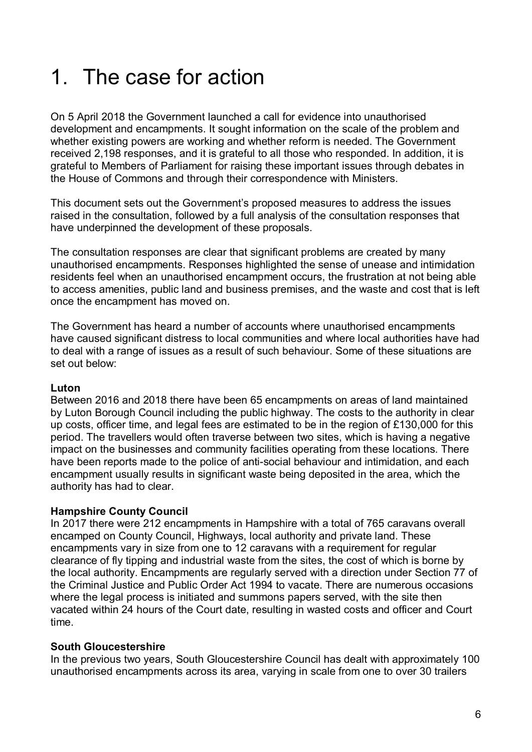# 1. The case for action

On 5 April 2018 the Government launched a call for evidence into unauthorised development and encampments. It sought information on the scale of the problem and whether existing powers are working and whether reform is needed. The Government received 2,198 responses, and it is grateful to all those who responded. In addition, it is grateful to Members of Parliament for raising these important issues through debates in the House of Commons and through their correspondence with Ministers.

This document sets out the Government's proposed measures to address the issues raised in the consultation, followed by a full analysis of the consultation responses that have underpinned the development of these proposals.

The consultation responses are clear that significant problems are created by many unauthorised encampments. Responses highlighted the sense of unease and intimidation residents feel when an unauthorised encampment occurs, the frustration at not being able to access amenities, public land and business premises, and the waste and cost that is left once the encampment has moved on.

The Government has heard a number of accounts where unauthorised encampments have caused significant distress to local communities and where local authorities have had to deal with a range of issues as a result of such behaviour. Some of these situations are set out below:

**Luton**
Between 2016 and 2018 there have been 65 encampments on areas of land maintained by Luton Borough Council including the public highway. The costs to the authority in clear up costs, officer time, and legal fees are estimated to be in the region of £130,000 for this period. The travellers would often traverse between two sites, which is having a negative impact on the businesses and community facilities operating from these locations. There have been reports made to the police of anti-social behaviour and intimidation, and each encampment usually results in significant waste being deposited in the area, which the authority has had to clear.

**Hampshire County Council**
In 2017 there were 212 encampments in Hampshire with a total of 765 caravans overall encamped on County Council, Highways, local authority and private land. These encampments vary in size from one to 12 caravans with a requirement for regular clearance of fly tipping and industrial waste from the sites, the cost of which is borne by the local authority. Encampments are regularly served with a direction under Section 77 of the Criminal Justice and Public Order Act 1994 to vacate. There are numerous occasions where the legal process is initiated and summons papers served, with the site then vacated within 24 hours of the Court date, resulting in wasted costs and officer and Court time.

**South Gloucestershire**
In the previous two years, South Gloucestershire Council has dealt with approximately 100 unauthorised encampments across its area, varying in scale from one to over 30 trailers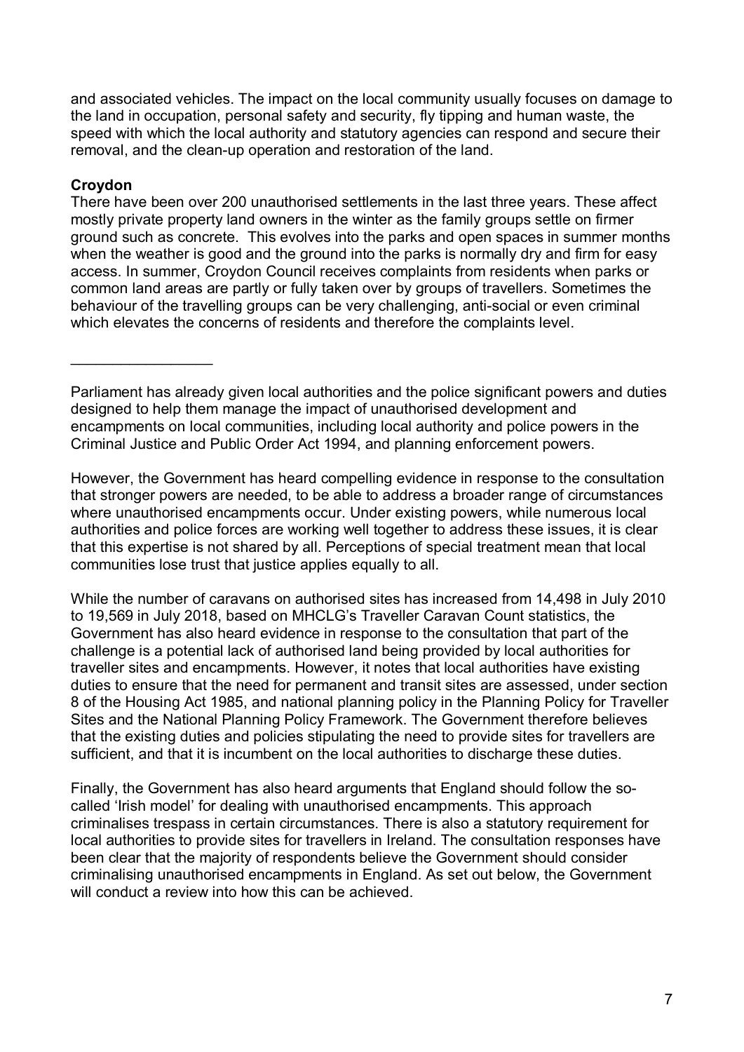and associated vehicles. The impact on the local community usually focuses on damage to the land in occupation, personal safety and security, fly tipping and human waste, the speed with which the local authority and statutory agencies can respond and secure their removal, and the clean-up operation and restoration of the land.

**Croydon**

There have been over 200 unauthorised settlements in the last three years. These affect mostly private property land owners in the winter as the family groups settle on firmer ground such as concrete. This evolves into the parks and open spaces in summer months when the weather is good and the ground into the parks is normally dry and firm for easy access. In summer, Croydon Council receives complaints from residents when parks or common land areas are partly or fully taken over by groups of travellers. Sometimes the behaviour of the travelling groups can be very challenging, anti-social or even criminal which elevates the concerns of residents and therefore the complaints level.

---

Parliament has already given local authorities and the police significant powers and duties designed to help them manage the impact of unauthorised development and encampments on local communities, including local authority and police powers in the Criminal Justice and Public Order Act 1994, and planning enforcement powers.

However, the Government has heard compelling evidence in response to the consultation that stronger powers are needed, to be able to address a broader range of circumstances where unauthorised encampments occur. Under existing powers, while numerous local authorities and police forces are working well together to address these issues, it is clear that this expertise is not shared by all. Perceptions of special treatment mean that local communities lose trust that justice applies equally to all.

While the number of caravans on authorised sites has increased from 14,498 in July 2010 to 19,569 in July 2018, based on MHCLG's Traveller Caravan Count statistics, the Government has also heard evidence in response to the consultation that part of the challenge is a potential lack of authorised land being provided by local authorities for traveller sites and encampments. However, it notes that local authorities have existing duties to ensure that the need for permanent and transit sites are assessed, under section 8 of the Housing Act 1985, and national planning policy in the Planning Policy for Traveller Sites and the National Planning Policy Framework. The Government therefore believes that the existing duties and policies stipulating the need to provide sites for travellers are sufficient, and that it is incumbent on the local authorities to discharge these duties.

Finally, the Government has also heard arguments that England should follow the so-called 'Irish model' for dealing with unauthorised encampments. This approach criminalises trespass in certain circumstances. There is also a statutory requirement for local authorities to provide sites for travellers in Ireland. The consultation responses have been clear that the majority of respondents believe the Government should consider criminalising unauthorised encampments in England. As set out below, the Government will conduct a review into how this can be achieved.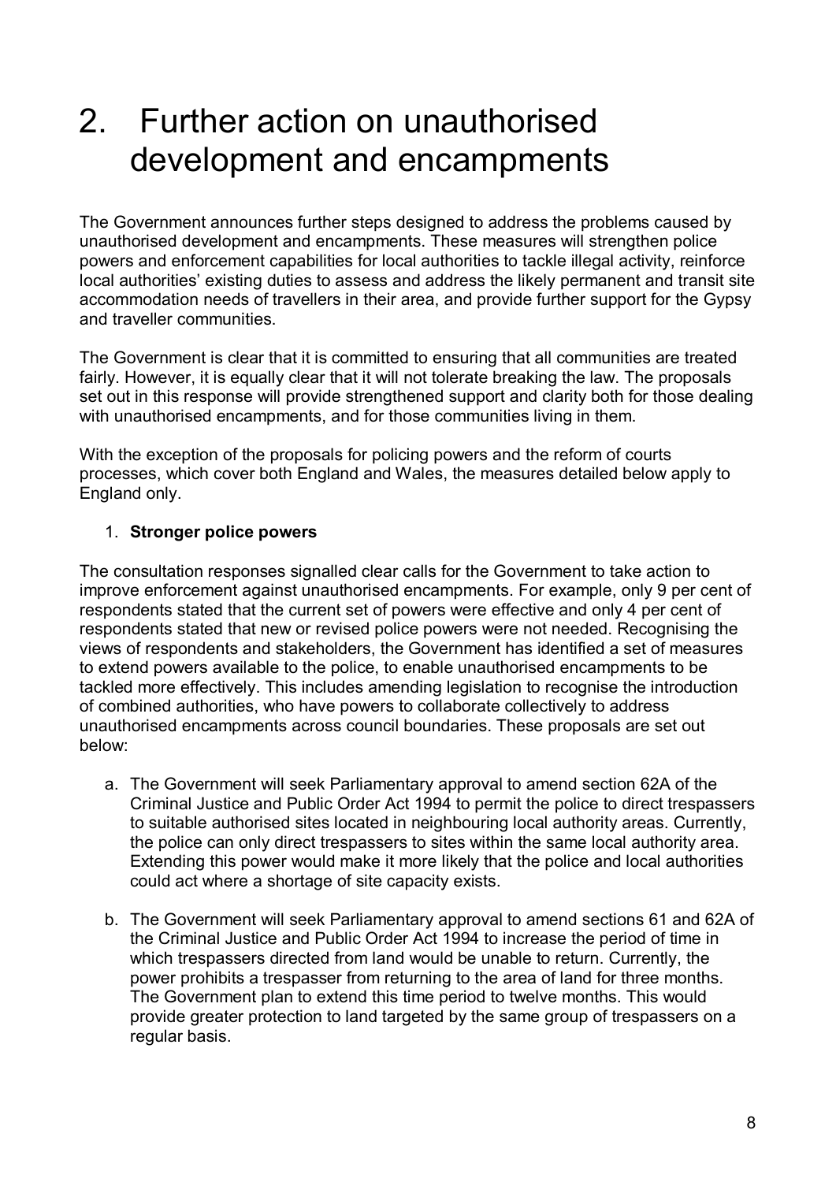# 2. Further action on unauthorised development and encampments

The Government announces further steps designed to address the problems caused by unauthorised development and encampments. These measures will strengthen police powers and enforcement capabilities for local authorities to tackle illegal activity, reinforce local authorities' existing duties to assess and address the likely permanent and transit site accommodation needs of travellers in their area, and provide further support for the Gypsy and traveller communities.

The Government is clear that it is committed to ensuring that all communities are treated fairly. However, it is equally clear that it will not tolerate breaking the law. The proposals set out in this response will provide strengthened support and clarity both for those dealing with unauthorised encampments, and for those communities living in them.

With the exception of the proposals for policing powers and the reform of courts processes, which cover both England and Wales, the measures detailed below apply to England only.

1. **Stronger police powers**

The consultation responses signalled clear calls for the Government to take action to improve enforcement against unauthorised encampments. For example, only 9 per cent of respondents stated that the current set of powers were effective and only 4 per cent of respondents stated that new or revised police powers were not needed. Recognising the views of respondents and stakeholders, the Government has identified a set of measures to extend powers available to the police, to enable unauthorised encampments to be tackled more effectively. This includes amending legislation to recognise the introduction of combined authorities, who have powers to collaborate collectively to address unauthorised encampments across council boundaries. These proposals are set out below:

a. The Government will seek Parliamentary approval to amend section 62A of the Criminal Justice and Public Order Act 1994 to permit the police to direct trespassers to suitable authorised sites located in neighbouring local authority areas. Currently, the police can only direct trespassers to sites within the same local authority area. Extending this power would make it more likely that the police and local authorities could act where a shortage of site capacity exists.

b. The Government will seek Parliamentary approval to amend sections 61 and 62A of the Criminal Justice and Public Order Act 1994 to increase the period of time in which trespassers directed from land would be unable to return. Currently, the power prohibits a trespasser from returning to the area of land for three months. The Government plan to extend this time period to twelve months. This would provide greater protection to land targeted by the same group of trespassers on a regular basis.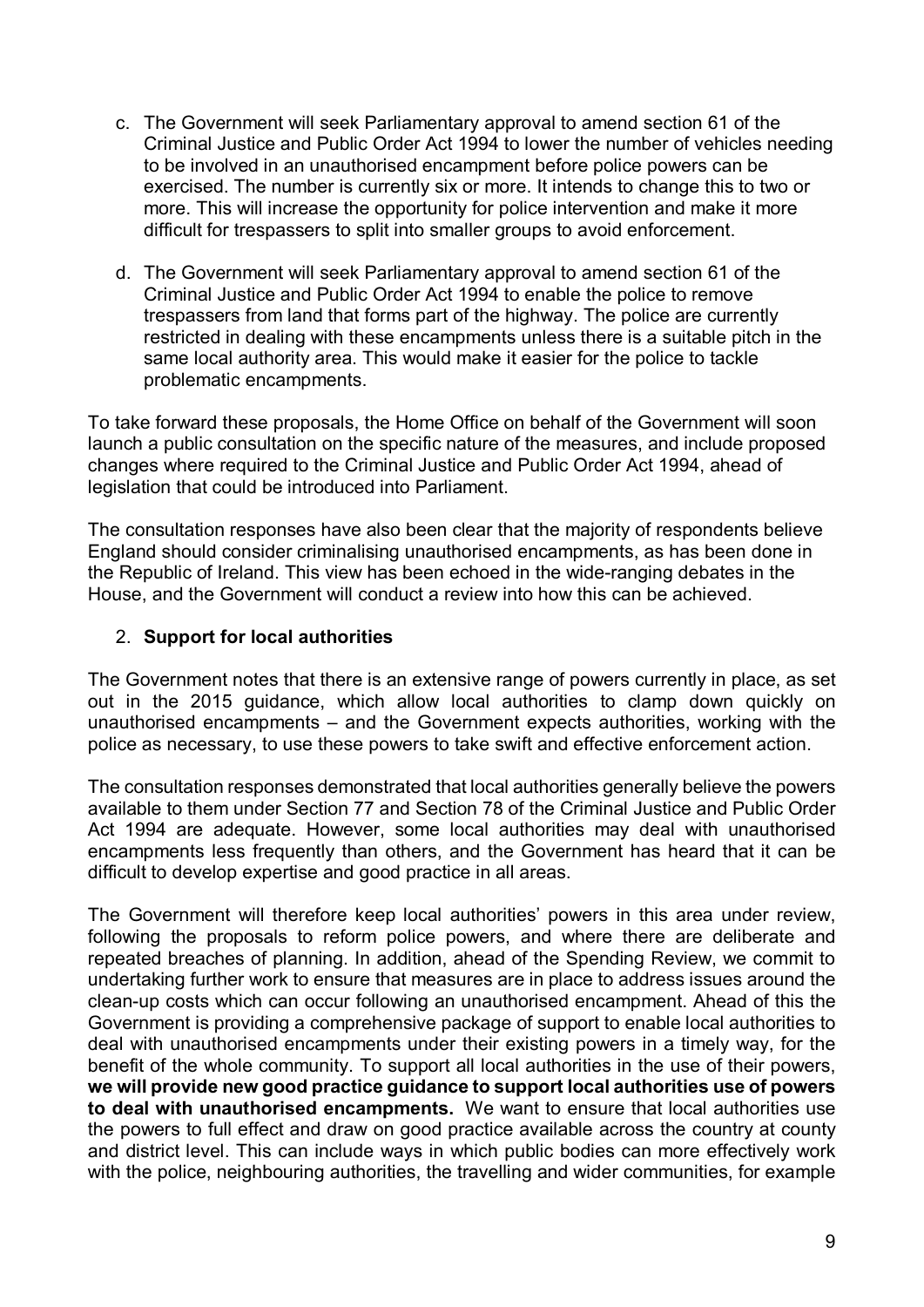c. The Government will seek Parliamentary approval to amend section 61 of the Criminal Justice and Public Order Act 1994 to lower the number of vehicles needing to be involved in an unauthorised encampment before police powers can be exercised. The number is currently six or more. It intends to change this to two or more. This will increase the opportunity for police intervention and make it more difficult for trespassers to split into smaller groups to avoid enforcement.

d. The Government will seek Parliamentary approval to amend section 61 of the Criminal Justice and Public Order Act 1994 to enable the police to remove trespassers from land that forms part of the highway. The police are currently restricted in dealing with these encampments unless there is a suitable pitch in the same local authority area. This would make it easier for the police to tackle problematic encampments.

To take forward these proposals, the Home Office on behalf of the Government will soon launch a public consultation on the specific nature of the measures, and include proposed changes where required to the Criminal Justice and Public Order Act 1994, ahead of legislation that could be introduced into Parliament.

The consultation responses have also been clear that the majority of respondents believe England should consider criminalising unauthorised encampments, as has been done in the Republic of Ireland. This view has been echoed in the wide-ranging debates in the House, and the Government will conduct a review into how this can be achieved.

2. **Support for local authorities**

The Government notes that there is an extensive range of powers currently in place, as set out in the 2015 guidance, which allow local authorities to clamp down quickly on unauthorised encampments – and the Government expects authorities, working with the police as necessary, to use these powers to take swift and effective enforcement action.

The consultation responses demonstrated that local authorities generally believe the powers available to them under Section 77 and Section 78 of the Criminal Justice and Public Order Act 1994 are adequate. However, some local authorities may deal with unauthorised encampments less frequently than others, and the Government has heard that it can be difficult to develop expertise and good practice in all areas.

The Government will therefore keep local authorities' powers in this area under review, following the proposals to reform police powers, and where there are deliberate and repeated breaches of planning. In addition, ahead of the Spending Review, we commit to undertaking further work to ensure that measures are in place to address issues around the clean-up costs which can occur following an unauthorised encampment. Ahead of this the Government is providing a comprehensive package of support to enable local authorities to deal with unauthorised encampments under their existing powers in a timely way, for the benefit of the whole community. To support all local authorities in the use of their powers, **we will provide new good practice guidance to support local authorities use of powers to deal with unauthorised encampments.** We want to ensure that local authorities use the powers to full effect and draw on good practice available across the country at county and district level. This can include ways in which public bodies can more effectively work with the police, neighbouring authorities, the travelling and wider communities, for example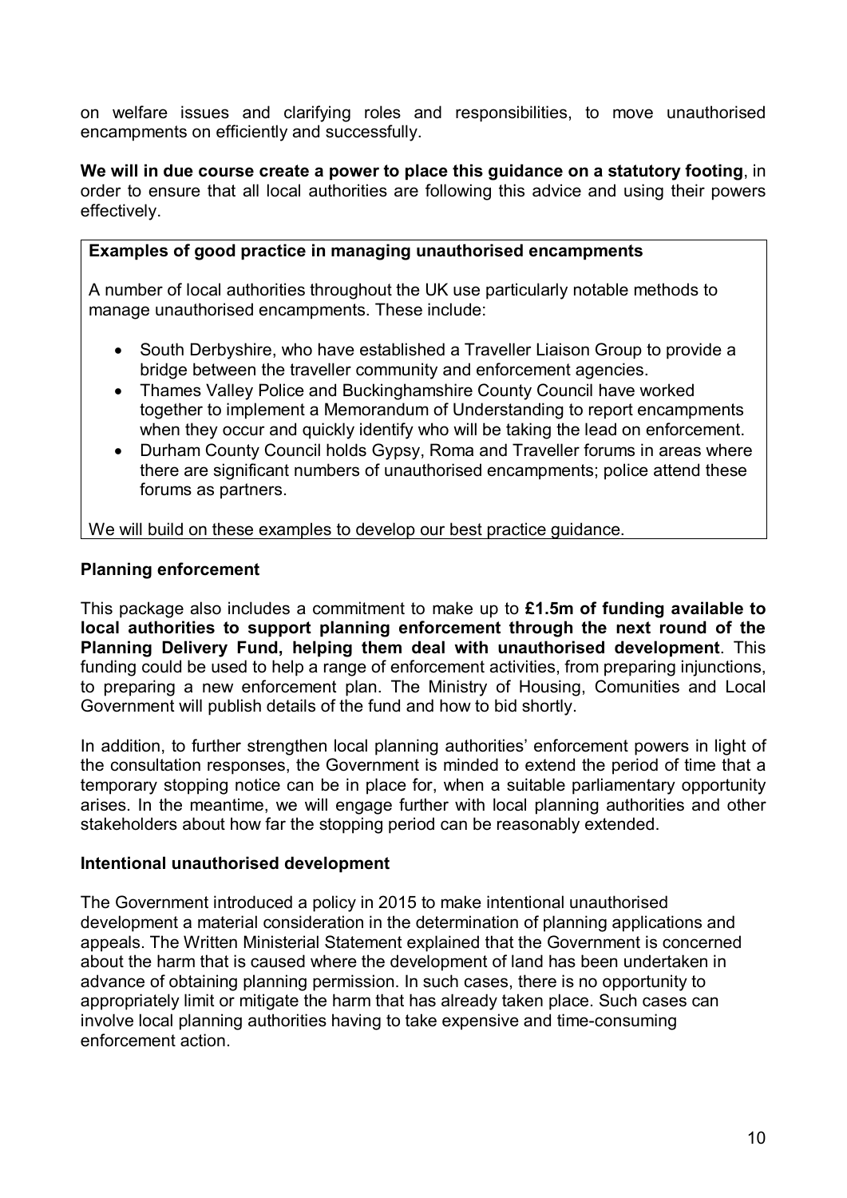on welfare issues and clarifying roles and responsibilities, to move unauthorised encampments on efficiently and successfully.

**We will in due course create a power to place this guidance on a statutory footing**, in order to ensure that all local authorities are following this advice and using their powers effectively.

**Examples of good practice in managing unauthorised encampments**

A number of local authorities throughout the UK use particularly notable methods to manage unauthorised encampments. These include:

- South Derbyshire, who have established a Traveller Liaison Group to provide a bridge between the traveller community and enforcement agencies.
- Thames Valley Police and Buckinghamshire County Council have worked together to implement a Memorandum of Understanding to report encampments when they occur and quickly identify who will be taking the lead on enforcement.
- Durham County Council holds Gypsy, Roma and Traveller forums in areas where there are significant numbers of unauthorised encampments; police attend these forums as partners.

We will build on these examples to develop our best practice guidance.

### Planning enforcement

This package also includes a commitment to make up to **£1.5m of funding available to local authorities to support planning enforcement through the next round of the Planning Delivery Fund, helping them deal with unauthorised development**. This funding could be used to help a range of enforcement activities, from preparing injunctions, to preparing a new enforcement plan. The Ministry of Housing, Comunities and Local Government will publish details of the fund and how to bid shortly.

In addition, to further strengthen local planning authorities' enforcement powers in light of the consultation responses, the Government is minded to extend the period of time that a temporary stopping notice can be in place for, when a suitable parliamentary opportunity arises. In the meantime, we will engage further with local planning authorities and other stakeholders about how far the stopping period can be reasonably extended.

### Intentional unauthorised development

The Government introduced a policy in 2015 to make intentional unauthorised development a material consideration in the determination of planning applications and appeals. The Written Ministerial Statement explained that the Government is concerned about the harm that is caused where the development of land has been undertaken in advance of obtaining planning permission. In such cases, there is no opportunity to appropriately limit or mitigate the harm that has already taken place. Such cases can involve local planning authorities having to take expensive and time-consuming enforcement action.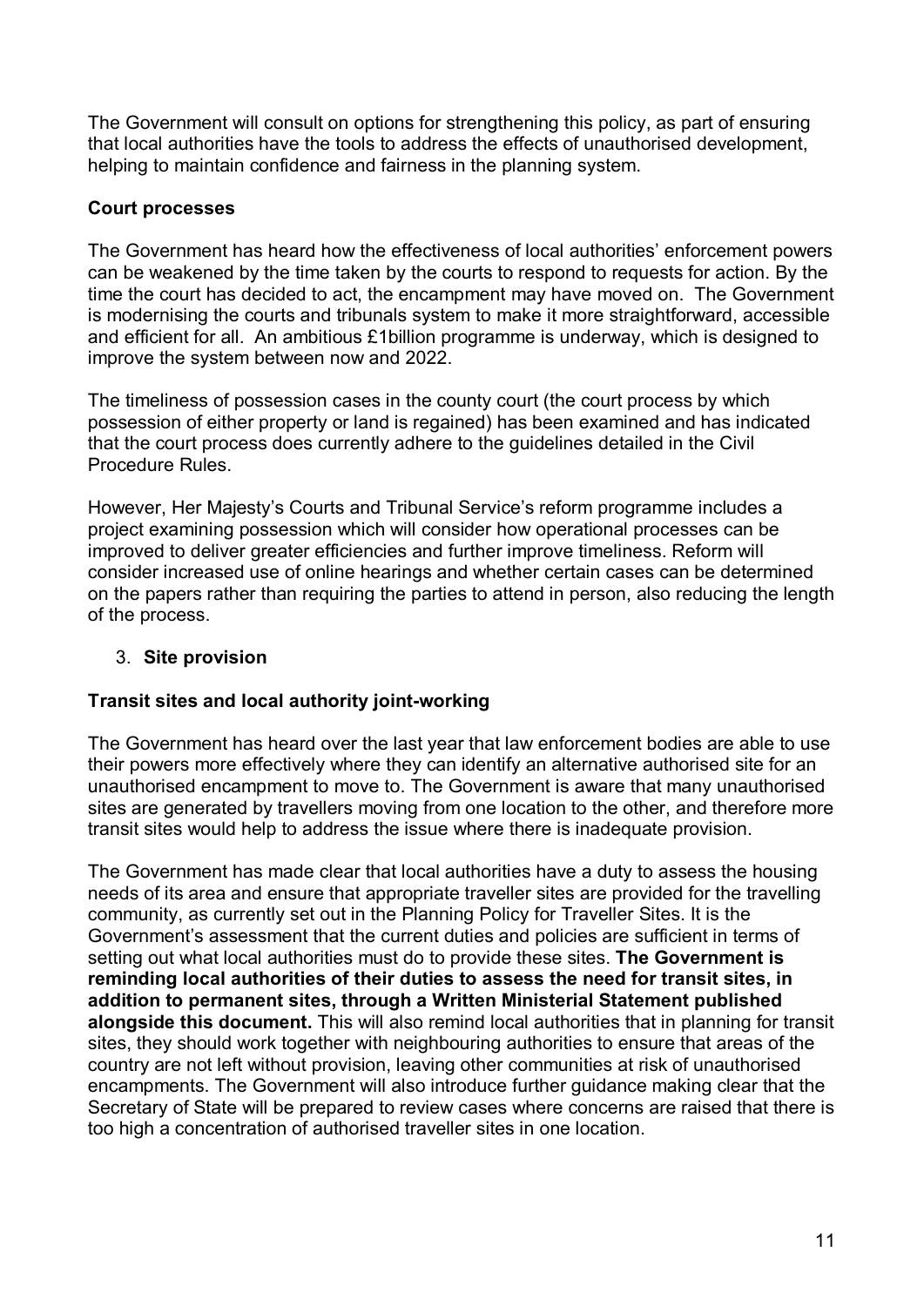The Government will consult on options for strengthening this policy, as part of ensuring that local authorities have the tools to address the effects of unauthorised development, helping to maintain confidence and fairness in the planning system.

**Court processes**

The Government has heard how the effectiveness of local authorities' enforcement powers can be weakened by the time taken by the courts to respond to requests for action. By the time the court has decided to act, the encampment may have moved on. The Government is modernising the courts and tribunals system to make it more straightforward, accessible and efficient for all. An ambitious £1billion programme is underway, which is designed to improve the system between now and 2022.

The timeliness of possession cases in the county court (the court process by which possession of either property or land is regained) has been examined and has indicated that the court process does currently adhere to the guidelines detailed in the Civil Procedure Rules.

However, Her Majesty's Courts and Tribunal Service's reform programme includes a project examining possession which will consider how operational processes can be improved to deliver greater efficiencies and further improve timeliness. Reform will consider increased use of online hearings and whether certain cases can be determined on the papers rather than requiring the parties to attend in person, also reducing the length of the process.

3. **Site provision**

**Transit sites and local authority joint-working**

The Government has heard over the last year that law enforcement bodies are able to use their powers more effectively where they can identify an alternative authorised site for an unauthorised encampment to move to. The Government is aware that many unauthorised sites are generated by travellers moving from one location to the other, and therefore more transit sites would help to address the issue where there is inadequate provision.

The Government has made clear that local authorities have a duty to assess the housing needs of its area and ensure that appropriate traveller sites are provided for the travelling community, as currently set out in the Planning Policy for Traveller Sites. It is the Government's assessment that the current duties and policies are sufficient in terms of setting out what local authorities must do to provide these sites. **The Government is reminding local authorities of their duties to assess the need for transit sites, in addition to permanent sites, through a Written Ministerial Statement published alongside this document.** This will also remind local authorities that in planning for transit sites, they should work together with neighbouring authorities to ensure that areas of the country are not left without provision, leaving other communities at risk of unauthorised encampments. The Government will also introduce further guidance making clear that the Secretary of State will be prepared to review cases where concerns are raised that there is too high a concentration of authorised traveller sites in one location.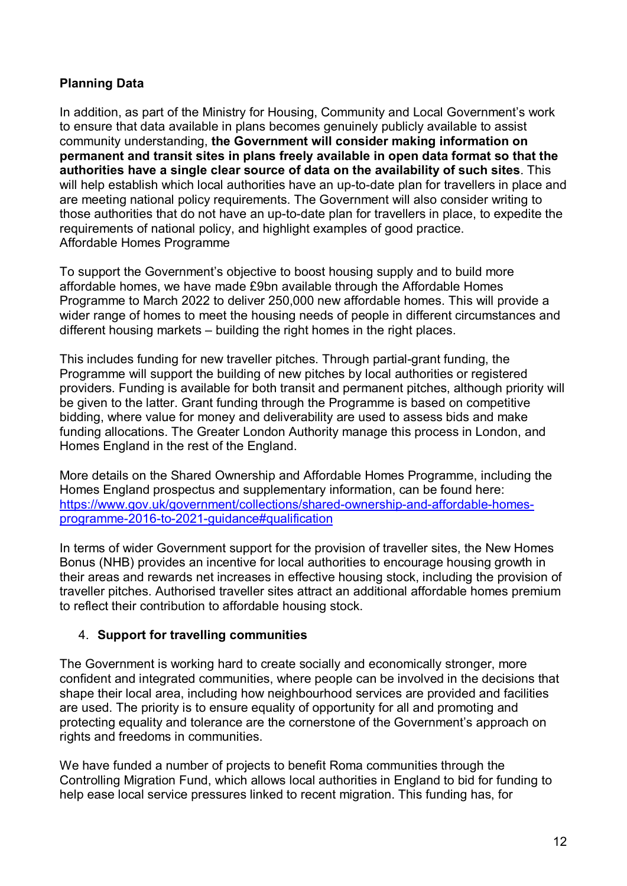**Planning Data**

In addition, as part of the Ministry for Housing, Community and Local Government's work to ensure that data available in plans becomes genuinely publicly available to assist community understanding, **the Government will consider making information on permanent and transit sites in plans freely available in open data format so that the authorities have a single clear source of data on the availability of such sites**. This will help establish which local authorities have an up-to-date plan for travellers in place and are meeting national policy requirements. The Government will also consider writing to those authorities that do not have an up-to-date plan for travellers in place, to expedite the requirements of national policy, and highlight examples of good practice.
Affordable Homes Programme

To support the Government's objective to boost housing supply and to build more affordable homes, we have made £9bn available through the Affordable Homes Programme to March 2022 to deliver 250,000 new affordable homes. This will provide a wider range of homes to meet the housing needs of people in different circumstances and different housing markets – building the right homes in the right places.

This includes funding for new traveller pitches. Through partial-grant funding, the Programme will support the building of new pitches by local authorities or registered providers. Funding is available for both transit and permanent pitches, although priority will be given to the latter. Grant funding through the Programme is based on competitive bidding, where value for money and deliverability are used to assess bids and make funding allocations. The Greater London Authority manage this process in London, and Homes England in the rest of the England.

More details on the Shared Ownership and Affordable Homes Programme, including the Homes England prospectus and supplementary information, can be found here: [https://www.gov.uk/government/collections/shared-ownership-and-affordable-homes-programme-2016-to-2021-guidance#qualification](https://www.gov.uk/government/collections/shared-ownership-and-affordable-homes-programme-2016-to-2021-guidance#qualification)

In terms of wider Government support for the provision of traveller sites, the New Homes Bonus (NHB) provides an incentive for local authorities to encourage housing growth in their areas and rewards net increases in effective housing stock, including the provision of traveller pitches. Authorised traveller sites attract an additional affordable homes premium to reflect their contribution to affordable housing stock.

4. **Support for travelling communities**

The Government is working hard to create socially and economically stronger, more confident and integrated communities, where people can be involved in the decisions that shape their local area, including how neighbourhood services are provided and facilities are used. The priority is to ensure equality of opportunity for all and promoting and protecting equality and tolerance are the cornerstone of the Government's approach on rights and freedoms in communities.

We have funded a number of projects to benefit Roma communities through the Controlling Migration Fund, which allows local authorities in England to bid for funding to help ease local service pressures linked to recent migration. This funding has, for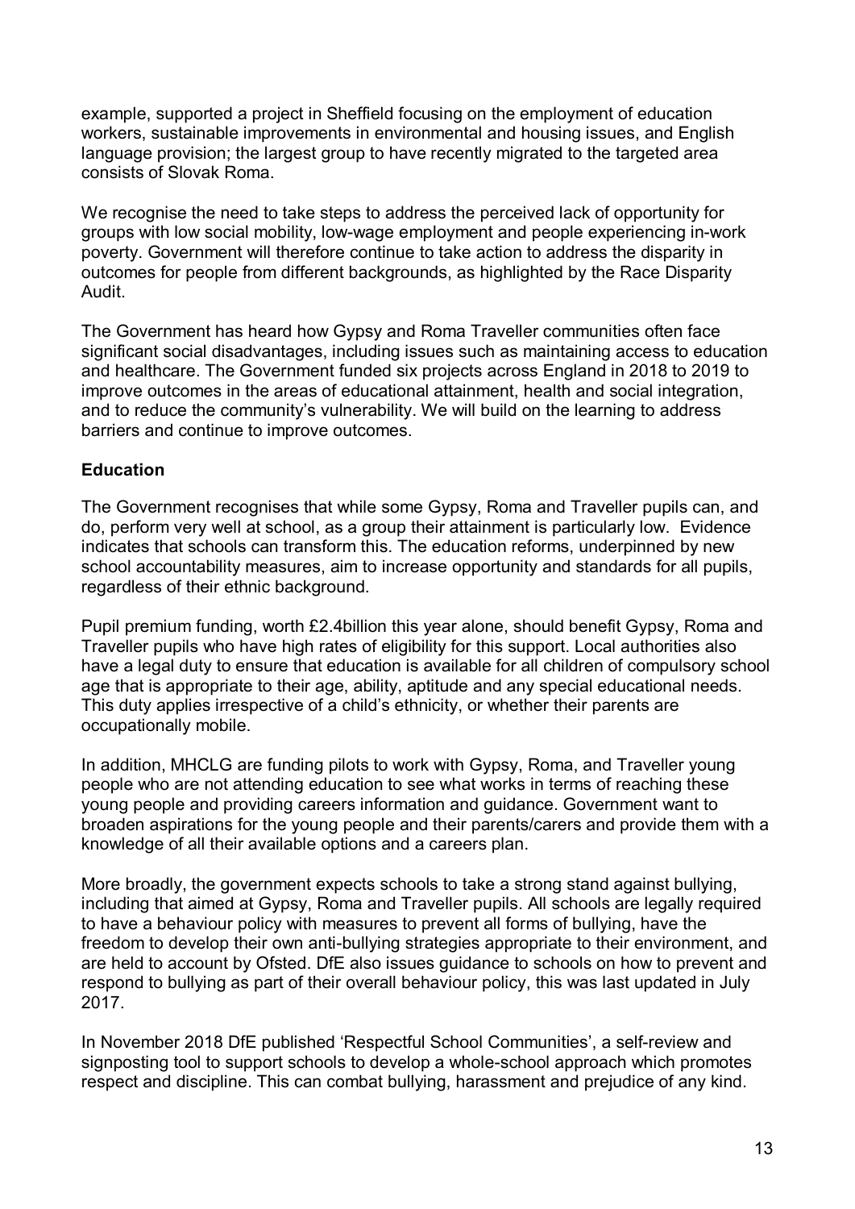example, supported a project in Sheffield focusing on the employment of education workers, sustainable improvements in environmental and housing issues, and English language provision; the largest group to have recently migrated to the targeted area consists of Slovak Roma.

We recognise the need to take steps to address the perceived lack of opportunity for groups with low social mobility, low-wage employment and people experiencing in-work poverty. Government will therefore continue to take action to address the disparity in outcomes for people from different backgrounds, as highlighted by the Race Disparity Audit.

The Government has heard how Gypsy and Roma Traveller communities often face significant social disadvantages, including issues such as maintaining access to education and healthcare. The Government funded six projects across England in 2018 to 2019 to improve outcomes in the areas of educational attainment, health and social integration, and to reduce the community's vulnerability. We will build on the learning to address barriers and continue to improve outcomes.

**Education**

The Government recognises that while some Gypsy, Roma and Traveller pupils can, and do, perform very well at school, as a group their attainment is particularly low. Evidence indicates that schools can transform this. The education reforms, underpinned by new school accountability measures, aim to increase opportunity and standards for all pupils, regardless of their ethnic background.

Pupil premium funding, worth £2.4billion this year alone, should benefit Gypsy, Roma and Traveller pupils who have high rates of eligibility for this support. Local authorities also have a legal duty to ensure that education is available for all children of compulsory school age that is appropriate to their age, ability, aptitude and any special educational needs. This duty applies irrespective of a child's ethnicity, or whether their parents are occupationally mobile.

In addition, MHCLG are funding pilots to work with Gypsy, Roma, and Traveller young people who are not attending education to see what works in terms of reaching these young people and providing careers information and guidance. Government want to broaden aspirations for the young people and their parents/carers and provide them with a knowledge of all their available options and a careers plan.

More broadly, the government expects schools to take a strong stand against bullying, including that aimed at Gypsy, Roma and Traveller pupils. All schools are legally required to have a behaviour policy with measures to prevent all forms of bullying, have the freedom to develop their own anti-bullying strategies appropriate to their environment, and are held to account by Ofsted. DfE also issues guidance to schools on how to prevent and respond to bullying as part of their overall behaviour policy, this was last updated in July 2017.

In November 2018 DfE published 'Respectful School Communities', a self-review and signposting tool to support schools to develop a whole-school approach which promotes respect and discipline. This can combat bullying, harassment and prejudice of any kind.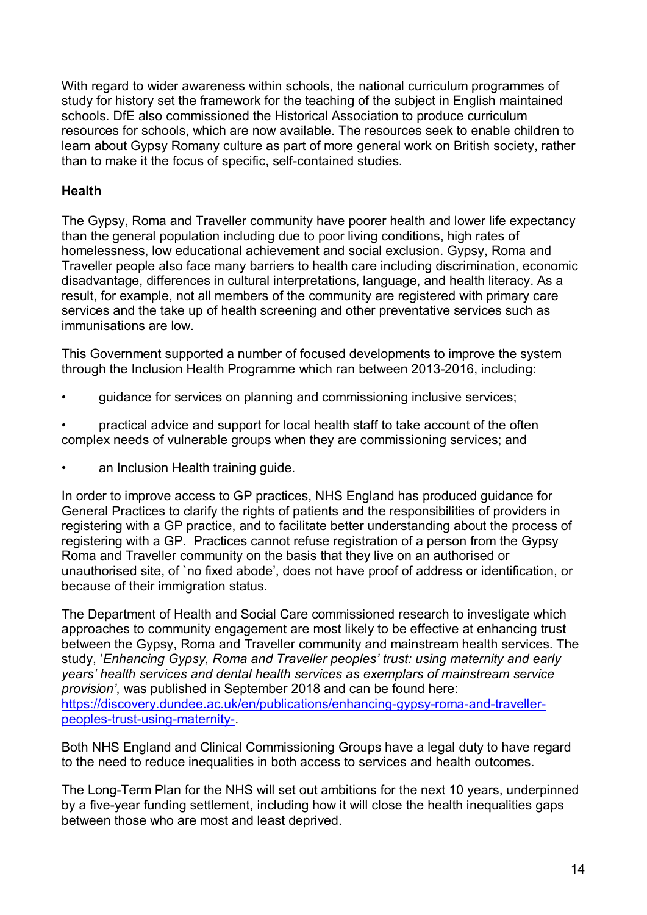With regard to wider awareness within schools, the national curriculum programmes of study for history set the framework for the teaching of the subject in English maintained schools. DfE also commissioned the Historical Association to produce curriculum resources for schools, which are now available. The resources seek to enable children to learn about Gypsy Romany culture as part of more general work on British society, rather than to make it the focus of specific, self-contained studies.

**Health**

The Gypsy, Roma and Traveller community have poorer health and lower life expectancy than the general population including due to poor living conditions, high rates of homelessness, low educational achievement and social exclusion. Gypsy, Roma and Traveller people also face many barriers to health care including discrimination, economic disadvantage, differences in cultural interpretations, language, and health literacy. As a result, for example, not all members of the community are registered with primary care services and the take up of health screening and other preventative services such as immunisations are low.

This Government supported a number of focused developments to improve the system through the Inclusion Health Programme which ran between 2013-2016, including:

- guidance for services on planning and commissioning inclusive services;
- practical advice and support for local health staff to take account of the often complex needs of vulnerable groups when they are commissioning services; and
- an Inclusion Health training guide.

In order to improve access to GP practices, NHS England has produced guidance for General Practices to clarify the rights of patients and the responsibilities of providers in registering with a GP practice, and to facilitate better understanding about the process of registering with a GP. Practices cannot refuse registration of a person from the Gypsy Roma and Traveller community on the basis that they live on an authorised or unauthorised site, of `no fixed abode', does not have proof of address or identification, or because of their immigration status.

The Department of Health and Social Care commissioned research to investigate which approaches to community engagement are most likely to be effective at enhancing trust between the Gypsy, Roma and Traveller community and mainstream health services. The study, '*Enhancing Gypsy, Roma and Traveller peoples' trust: using maternity and early years' health services and dental health services as exemplars of mainstream service provision*', was published in September 2018 and can be found here: [https://discovery.dundee.ac.uk/en/publications/enhancing-gypsy-roma-and-traveller-peoples-trust-using-maternity-](https://discovery.dundee.ac.uk/en/publications/enhancing-gypsy-roma-and-traveller-peoples-trust-using-maternity-).

Both NHS England and Clinical Commissioning Groups have a legal duty to have regard to the need to reduce inequalities in both access to services and health outcomes.

The Long-Term Plan for the NHS will set out ambitions for the next 10 years, underpinned by a five-year funding settlement, including how it will close the health inequalities gaps between those who are most and least deprived.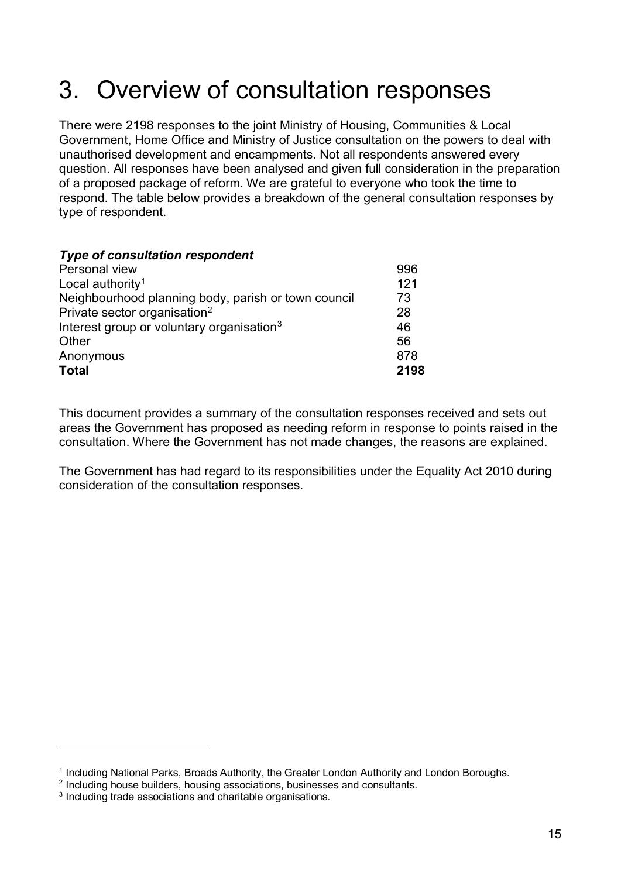# 3. Overview of consultation responses

There were 2198 responses to the joint Ministry of Housing, Communities & Local Government, Home Office and Ministry of Justice consultation on the powers to deal with unauthorised development and encampments. Not all respondents answered every question. All responses have been analysed and given full consideration in the preparation of a proposed package of reform. We are grateful to everyone who took the time to respond. The table below provides a breakdown of the general consultation responses by type of respondent.

| ***Type of consultation respondent*** | |
|---|---|
| Personal view | 996 |
| Local authority[1] | 121 |
| Neighbourhood planning body, parish or town council | 73 |
| Private sector organisation[2] | 28 |
| Interest group or voluntary organisation[3] | 46 |
| Other | 56 |
| Anonymous | 878 |
| **Total** | **2198** |

This document provides a summary of the consultation responses received and sets out areas the Government has proposed as needing reform in response to points raised in the consultation. Where the Government has not made changes, the reasons are explained.

The Government has had regard to its responsibilities under the Equality Act 2010 during consideration of the consultation responses.

[1] Including National Parks, Broads Authority, the Greater London Authority and London Boroughs.

[2] Including house builders, housing associations, businesses and consultants.

[3] Including trade associations and charitable organisations.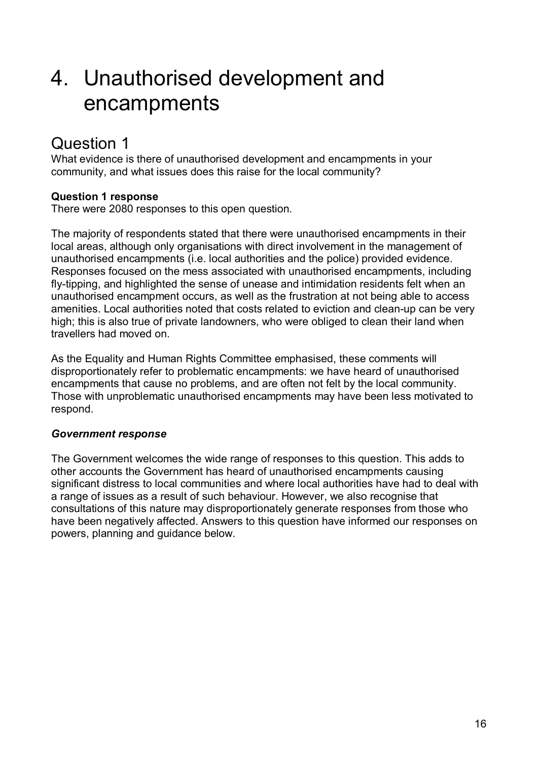# 4. Unauthorised development and encampments

## Question 1

What evidence is there of unauthorised development and encampments in your community, and what issues does this raise for the local community?

**Question 1 response**

There were 2080 responses to this open question.

The majority of respondents stated that there were unauthorised encampments in their local areas, although only organisations with direct involvement in the management of unauthorised encampments (i.e. local authorities and the police) provided evidence. Responses focused on the mess associated with unauthorised encampments, including fly-tipping, and highlighted the sense of unease and intimidation residents felt when an unauthorised encampment occurs, as well as the frustration at not being able to access amenities. Local authorities noted that costs related to eviction and clean-up can be very high; this is also true of private landowners, who were obliged to clean their land when travellers had moved on.

As the Equality and Human Rights Committee emphasised, these comments will disproportionately refer to problematic encampments: we have heard of unauthorised encampments that cause no problems, and are often not felt by the local community. Those with unproblematic unauthorised encampments may have been less motivated to respond.

***Government response***

The Government welcomes the wide range of responses to this question. This adds to other accounts the Government has heard of unauthorised encampments causing significant distress to local communities and where local authorities have had to deal with a range of issues as a result of such behaviour. However, we also recognise that consultations of this nature may disproportionately generate responses from those who have been negatively affected. Answers to this question have informed our responses on powers, planning and guidance below.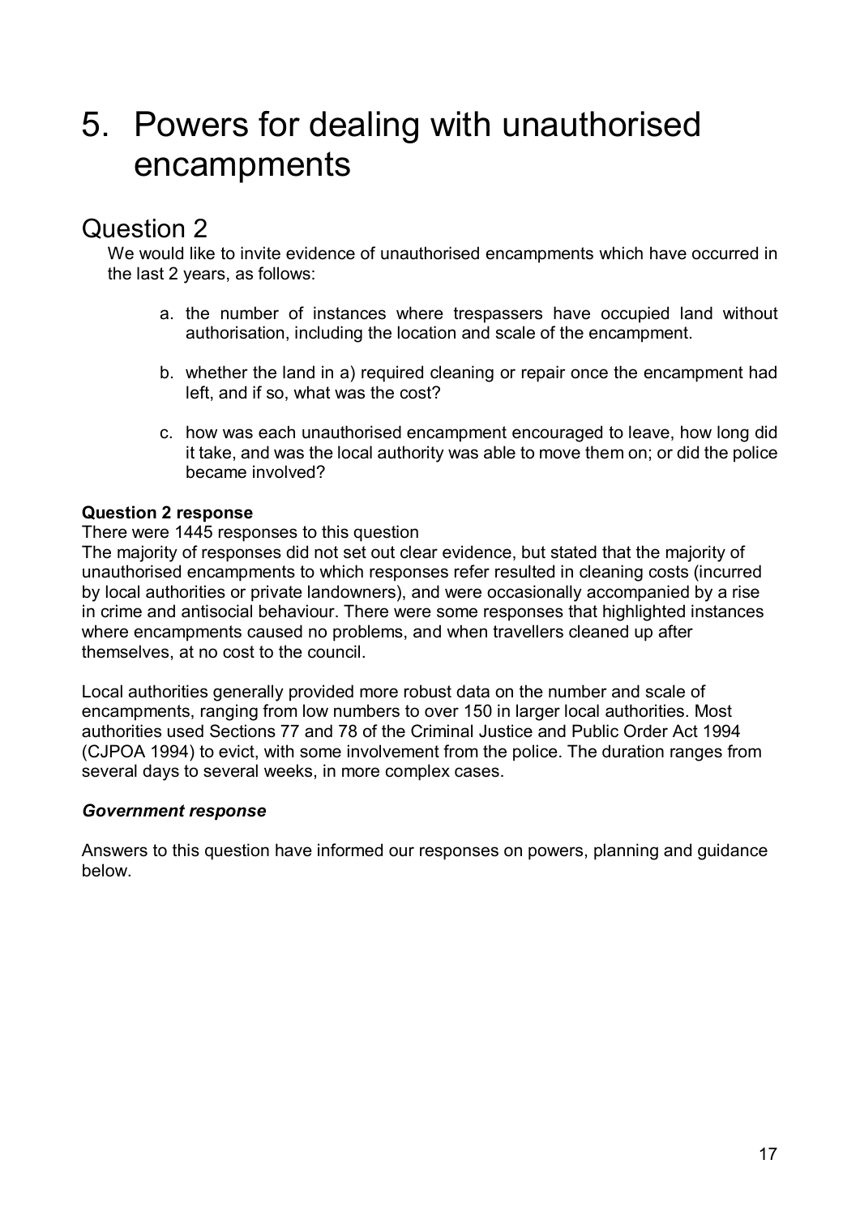# 5. Powers for dealing with unauthorised encampments

## Question 2

We would like to invite evidence of unauthorised encampments which have occurred in the last 2 years, as follows:

a. the number of instances where trespassers have occupied land without authorisation, including the location and scale of the encampment.

b. whether the land in a) required cleaning or repair once the encampment had left, and if so, what was the cost?

c. how was each unauthorised encampment encouraged to leave, how long did it take, and was the local authority was able to move them on; or did the police became involved?

**Question 2 response**

There were 1445 responses to this question

The majority of responses did not set out clear evidence, but stated that the majority of unauthorised encampments to which responses refer resulted in cleaning costs (incurred by local authorities or private landowners), and were occasionally accompanied by a rise in crime and antisocial behaviour. There were some responses that highlighted instances where encampments caused no problems, and when travellers cleaned up after themselves, at no cost to the council.

Local authorities generally provided more robust data on the number and scale of encampments, ranging from low numbers to over 150 in larger local authorities. Most authorities used Sections 77 and 78 of the Criminal Justice and Public Order Act 1994 (CJPOA 1994) to evict, with some involvement from the police. The duration ranges from several days to several weeks, in more complex cases.

***Government response***

Answers to this question have informed our responses on powers, planning and guidance below.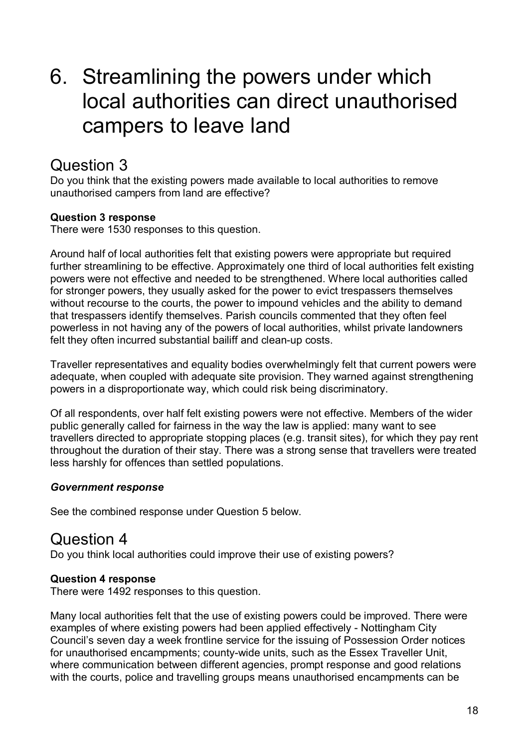# 6. Streamlining the powers under which local authorities can direct unauthorised campers to leave land

## Question 3

Do you think that the existing powers made available to local authorities to remove unauthorised campers from land are effective?

**Question 3 response**

There were 1530 responses to this question.

Around half of local authorities felt that existing powers were appropriate but required further streamlining to be effective. Approximately one third of local authorities felt existing powers were not effective and needed to be strengthened. Where local authorities called for stronger powers, they usually asked for the power to evict trespassers themselves without recourse to the courts, the power to impound vehicles and the ability to demand that trespassers identify themselves. Parish councils commented that they often feel powerless in not having any of the powers of local authorities, whilst private landowners felt they often incurred substantial bailiff and clean-up costs.

Traveller representatives and equality bodies overwhelmingly felt that current powers were adequate, when coupled with adequate site provision. They warned against strengthening powers in a disproportionate way, which could risk being discriminatory.

Of all respondents, over half felt existing powers were not effective. Members of the wider public generally called for fairness in the way the law is applied: many want to see travellers directed to appropriate stopping places (e.g. transit sites), for which they pay rent throughout the duration of their stay. There was a strong sense that travellers were treated less harshly for offences than settled populations.

***Government response***

See the combined response under Question 5 below.

## Question 4

Do you think local authorities could improve their use of existing powers?

**Question 4 response**

There were 1492 responses to this question.

Many local authorities felt that the use of existing powers could be improved. There were examples of where existing powers had been applied effectively - Nottingham City Council's seven day a week frontline service for the issuing of Possession Order notices for unauthorised encampments; county-wide units, such as the Essex Traveller Unit, where communication between different agencies, prompt response and good relations with the courts, police and travelling groups means unauthorised encampments can be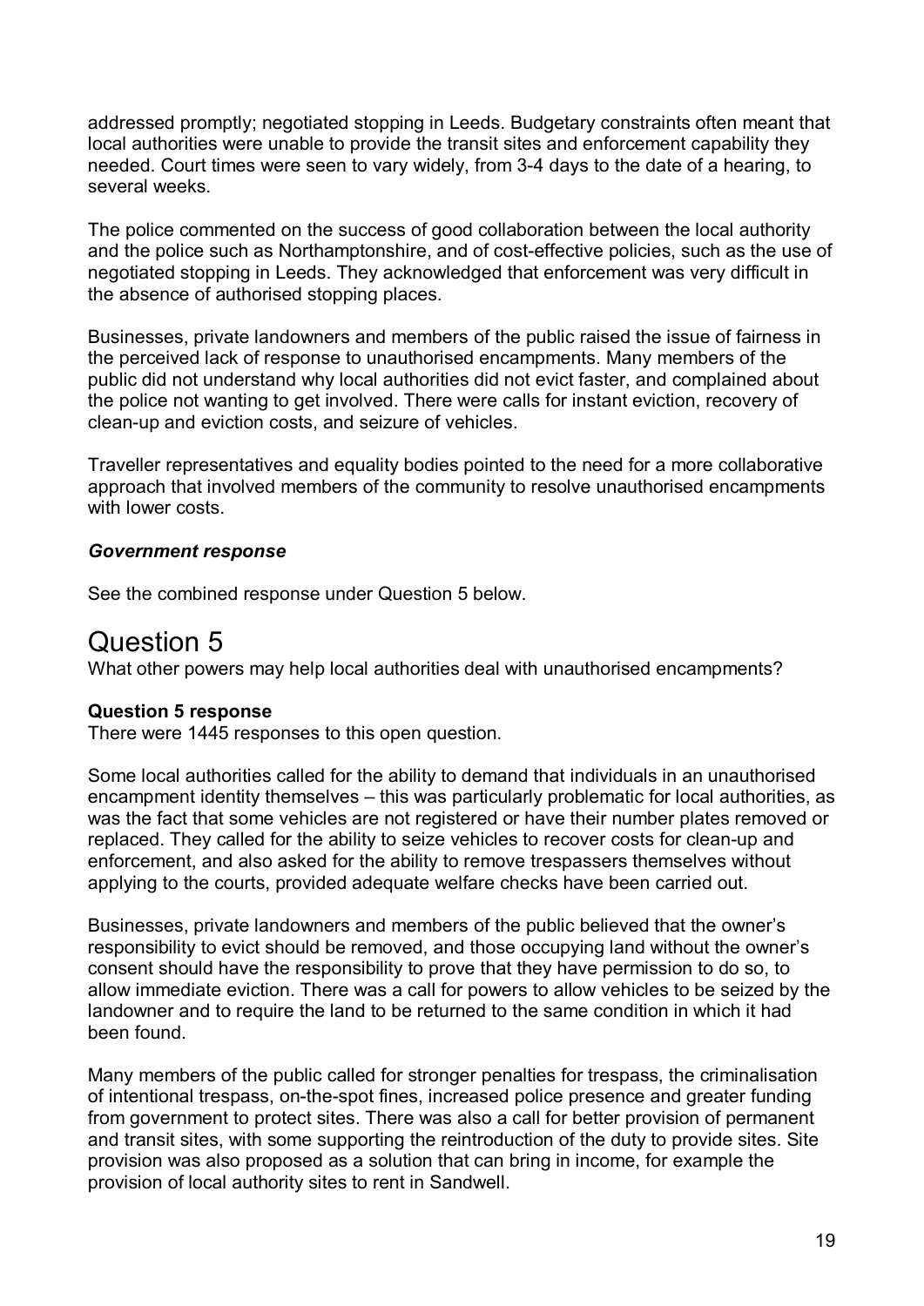addressed promptly; negotiated stopping in Leeds. Budgetary constraints often meant that local authorities were unable to provide the transit sites and enforcement capability they needed. Court times were seen to vary widely, from 3-4 days to the date of a hearing, to several weeks.

The police commented on the success of good collaboration between the local authority and the police such as Northamptonshire, and of cost-effective policies, such as the use of negotiated stopping in Leeds. They acknowledged that enforcement was very difficult in the absence of authorised stopping places.

Businesses, private landowners and members of the public raised the issue of fairness in the perceived lack of response to unauthorised encampments. Many members of the public did not understand why local authorities did not evict faster, and complained about the police not wanting to get involved. There were calls for instant eviction, recovery of clean-up and eviction costs, and seizure of vehicles.

Traveller representatives and equality bodies pointed to the need for a more collaborative approach that involved members of the community to resolve unauthorised encampments with lower costs.

***Government response***

See the combined response under Question 5 below.

# Question 5

What other powers may help local authorities deal with unauthorised encampments?

**Question 5 response**

There were 1445 responses to this open question.

Some local authorities called for the ability to demand that individuals in an unauthorised encampment identity themselves – this was particularly problematic for local authorities, as was the fact that some vehicles are not registered or have their number plates removed or replaced. They called for the ability to seize vehicles to recover costs for clean-up and enforcement, and also asked for the ability to remove trespassers themselves without applying to the courts, provided adequate welfare checks have been carried out.

Businesses, private landowners and members of the public believed that the owner's responsibility to evict should be removed, and those occupying land without the owner's consent should have the responsibility to prove that they have permission to do so, to allow immediate eviction. There was a call for powers to allow vehicles to be seized by the landowner and to require the land to be returned to the same condition in which it had been found.

Many members of the public called for stronger penalties for trespass, the criminalisation of intentional trespass, on-the-spot fines, increased police presence and greater funding from government to protect sites. There was also a call for better provision of permanent and transit sites, with some supporting the reintroduction of the duty to provide sites. Site provision was also proposed as a solution that can bring in income, for example the provision of local authority sites to rent in Sandwell.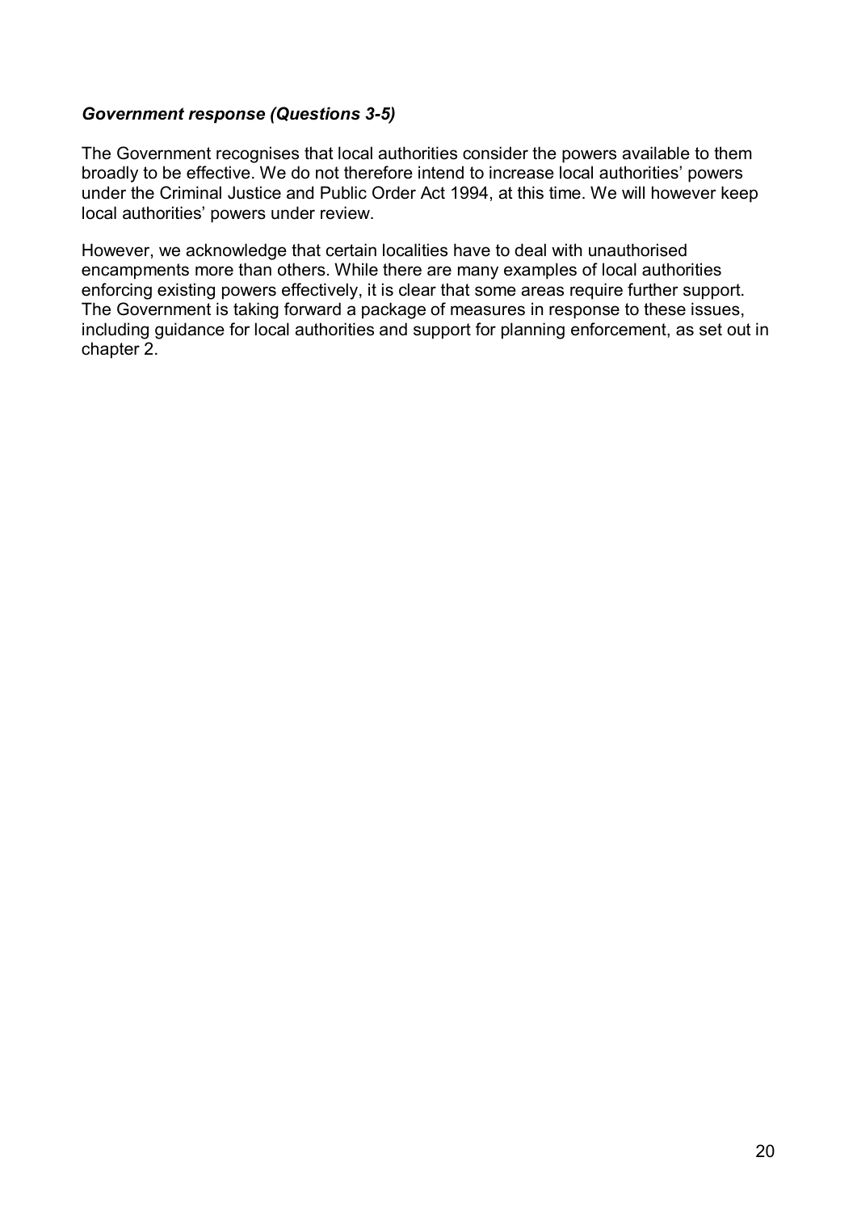### *Government response (Questions 3-5)*

The Government recognises that local authorities consider the powers available to them broadly to be effective. We do not therefore intend to increase local authorities' powers under the Criminal Justice and Public Order Act 1994, at this time. We will however keep local authorities' powers under review.

However, we acknowledge that certain localities have to deal with unauthorised encampments more than others. While there are many examples of local authorities enforcing existing powers effectively, it is clear that some areas require further support. The Government is taking forward a package of measures in response to these issues, including guidance for local authorities and support for planning enforcement, as set out in chapter 2.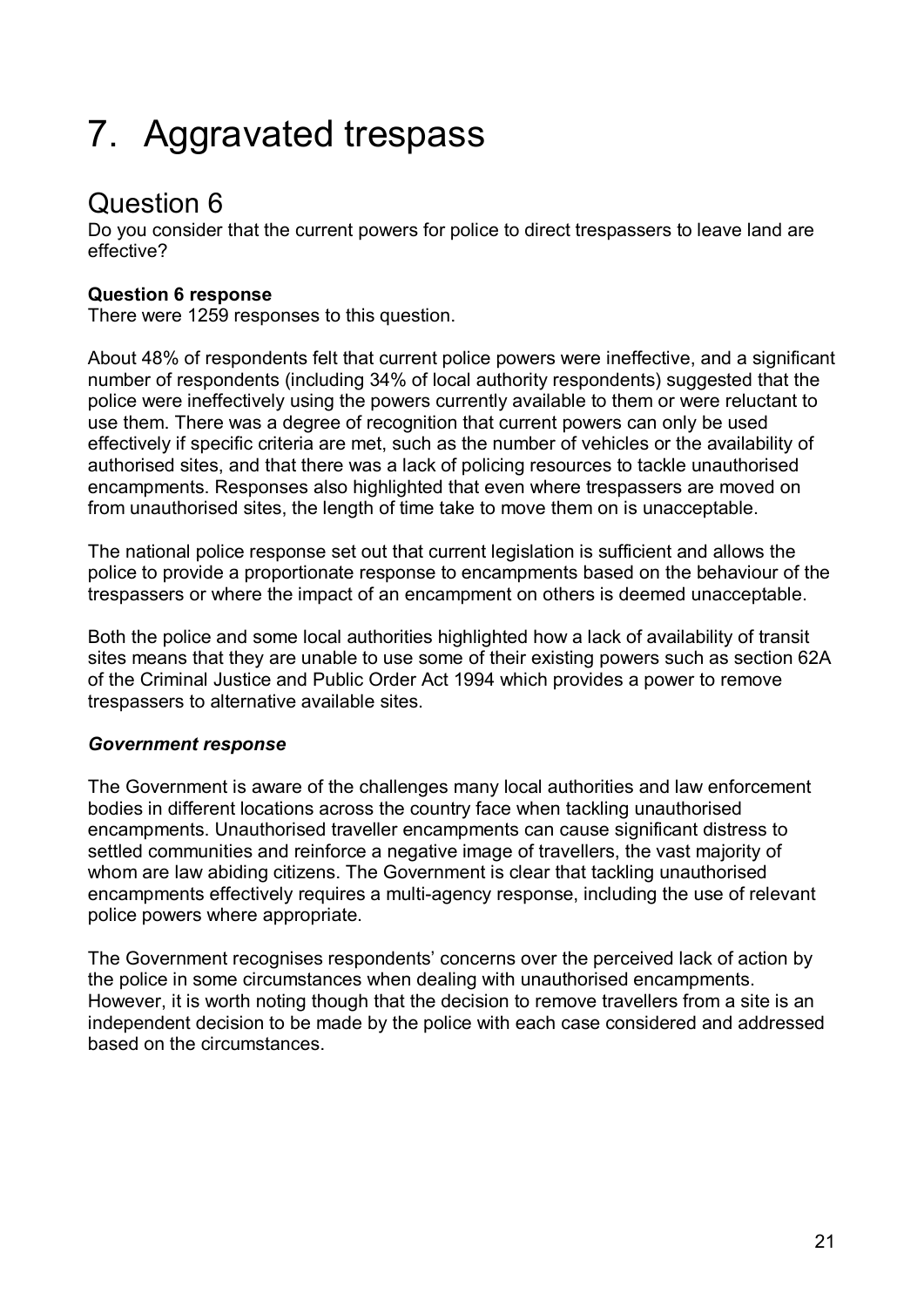# 7. Aggravated trespass

## Question 6

Do you consider that the current powers for police to direct trespassers to leave land are effective?

**Question 6 response**

There were 1259 responses to this question.

About 48% of respondents felt that current police powers were ineffective, and a significant number of respondents (including 34% of local authority respondents) suggested that the police were ineffectively using the powers currently available to them or were reluctant to use them. There was a degree of recognition that current powers can only be used effectively if specific criteria are met, such as the number of vehicles or the availability of authorised sites, and that there was a lack of policing resources to tackle unauthorised encampments. Responses also highlighted that even where trespassers are moved on from unauthorised sites, the length of time take to move them on is unacceptable.

The national police response set out that current legislation is sufficient and allows the police to provide a proportionate response to encampments based on the behaviour of the trespassers or where the impact of an encampment on others is deemed unacceptable.

Both the police and some local authorities highlighted how a lack of availability of transit sites means that they are unable to use some of their existing powers such as section 62A of the Criminal Justice and Public Order Act 1994 which provides a power to remove trespassers to alternative available sites.

***Government response***

The Government is aware of the challenges many local authorities and law enforcement bodies in different locations across the country face when tackling unauthorised encampments. Unauthorised traveller encampments can cause significant distress to settled communities and reinforce a negative image of travellers, the vast majority of whom are law abiding citizens. The Government is clear that tackling unauthorised encampments effectively requires a multi-agency response, including the use of relevant police powers where appropriate.

The Government recognises respondents' concerns over the perceived lack of action by the police in some circumstances when dealing with unauthorised encampments. However, it is worth noting though that the decision to remove travellers from a site is an independent decision to be made by the police with each case considered and addressed based on the circumstances.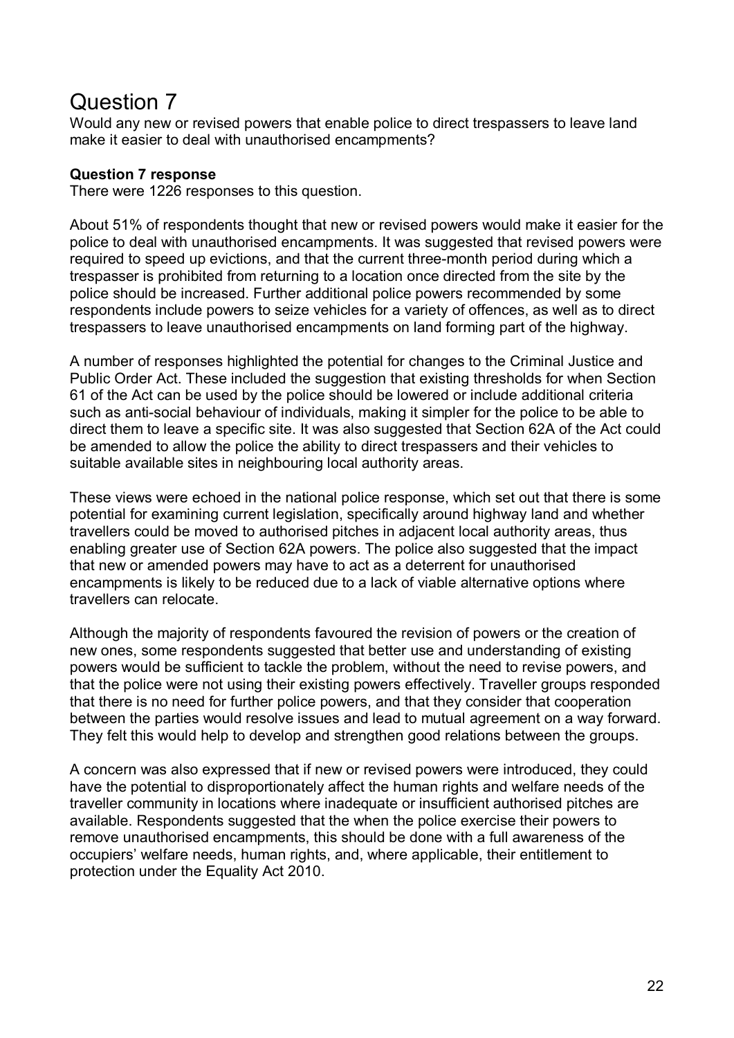# Question 7

Would any new or revised powers that enable police to direct trespassers to leave land make it easier to deal with unauthorised encampments?

**Question 7 response**

There were 1226 responses to this question.

About 51% of respondents thought that new or revised powers would make it easier for the police to deal with unauthorised encampments. It was suggested that revised powers were required to speed up evictions, and that the current three-month period during which a trespasser is prohibited from returning to a location once directed from the site by the police should be increased. Further additional police powers recommended by some respondents include powers to seize vehicles for a variety of offences, as well as to direct trespassers to leave unauthorised encampments on land forming part of the highway.

A number of responses highlighted the potential for changes to the Criminal Justice and Public Order Act. These included the suggestion that existing thresholds for when Section 61 of the Act can be used by the police should be lowered or include additional criteria such as anti-social behaviour of individuals, making it simpler for the police to be able to direct them to leave a specific site. It was also suggested that Section 62A of the Act could be amended to allow the police the ability to direct trespassers and their vehicles to suitable available sites in neighbouring local authority areas.

These views were echoed in the national police response, which set out that there is some potential for examining current legislation, specifically around highway land and whether travellers could be moved to authorised pitches in adjacent local authority areas, thus enabling greater use of Section 62A powers. The police also suggested that the impact that new or amended powers may have to act as a deterrent for unauthorised encampments is likely to be reduced due to a lack of viable alternative options where travellers can relocate.

Although the majority of respondents favoured the revision of powers or the creation of new ones, some respondents suggested that better use and understanding of existing powers would be sufficient to tackle the problem, without the need to revise powers, and that the police were not using their existing powers effectively. Traveller groups responded that there is no need for further police powers, and that they consider that cooperation between the parties would resolve issues and lead to mutual agreement on a way forward. They felt this would help to develop and strengthen good relations between the groups.

A concern was also expressed that if new or revised powers were introduced, they could have the potential to disproportionately affect the human rights and welfare needs of the traveller community in locations where inadequate or insufficient authorised pitches are available. Respondents suggested that the when the police exercise their powers to remove unauthorised encampments, this should be done with a full awareness of the occupiers' welfare needs, human rights, and, where applicable, their entitlement to protection under the Equality Act 2010.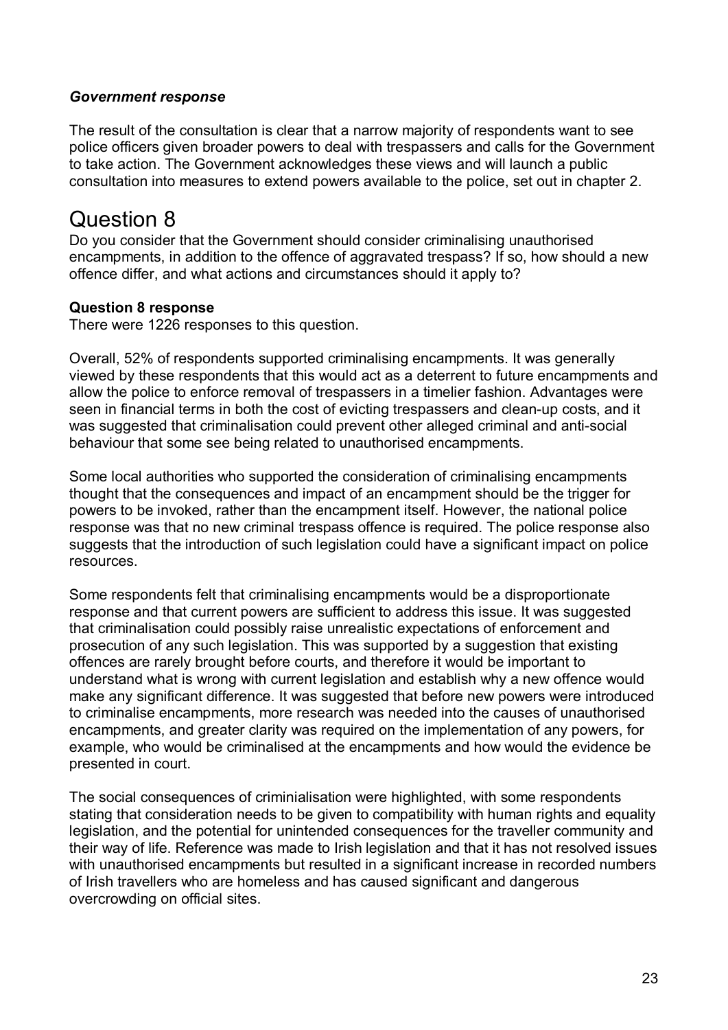***Government response***

The result of the consultation is clear that a narrow majority of respondents want to see police officers given broader powers to deal with trespassers and calls for the Government to take action. The Government acknowledges these views and will launch a public consultation into measures to extend powers available to the police, set out in chapter 2.

# Question 8

Do you consider that the Government should consider criminalising unauthorised encampments, in addition to the offence of aggravated trespass? If so, how should a new offence differ, and what actions and circumstances should it apply to?

**Question 8 response**

There were 1226 responses to this question.

Overall, 52% of respondents supported criminalising encampments. It was generally viewed by these respondents that this would act as a deterrent to future encampments and allow the police to enforce removal of trespassers in a timelier fashion. Advantages were seen in financial terms in both the cost of evicting trespassers and clean-up costs, and it was suggested that criminalisation could prevent other alleged criminal and anti-social behaviour that some see being related to unauthorised encampments.

Some local authorities who supported the consideration of criminalising encampments thought that the consequences and impact of an encampment should be the trigger for powers to be invoked, rather than the encampment itself. However, the national police response was that no new criminal trespass offence is required. The police response also suggests that the introduction of such legislation could have a significant impact on police resources.

Some respondents felt that criminalising encampments would be a disproportionate response and that current powers are sufficient to address this issue. It was suggested that criminalisation could possibly raise unrealistic expectations of enforcement and prosecution of any such legislation. This was supported by a suggestion that existing offences are rarely brought before courts, and therefore it would be important to understand what is wrong with current legislation and establish why a new offence would make any significant difference. It was suggested that before new powers were introduced to criminalise encampments, more research was needed into the causes of unauthorised encampments, and greater clarity was required on the implementation of any powers, for example, who would be criminalised at the encampments and how would the evidence be presented in court.

The social consequences of criminialisation were highlighted, with some respondents stating that consideration needs to be given to compatibility with human rights and equality legislation, and the potential for unintended consequences for the traveller community and their way of life. Reference was made to Irish legislation and that it has not resolved issues with unauthorised encampments but resulted in a significant increase in recorded numbers of Irish travellers who are homeless and has caused significant and dangerous overcrowding on official sites.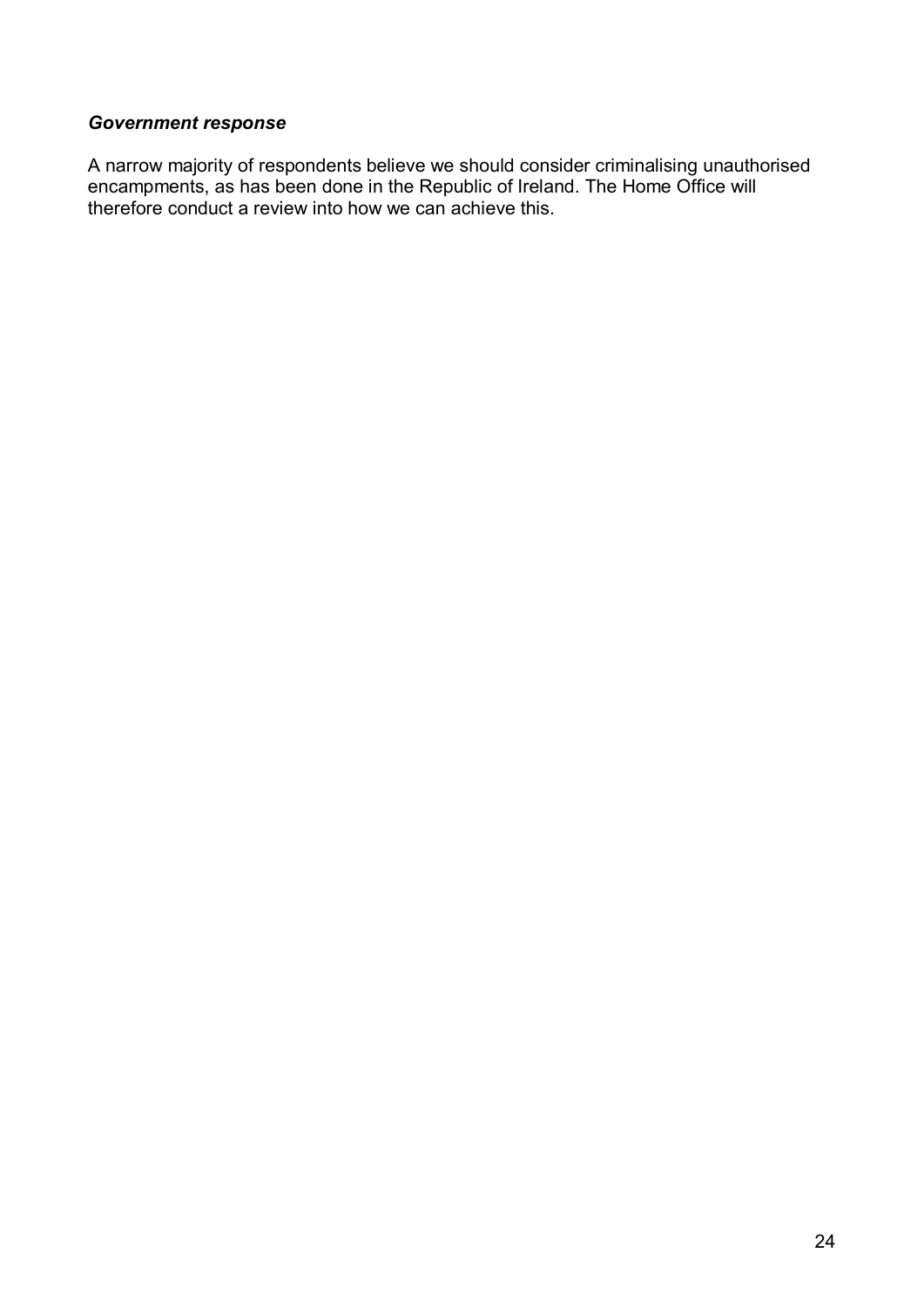***Government response***

A narrow majority of respondents believe we should consider criminalising unauthorised encampments, as has been done in the Republic of Ireland. The Home Office will therefore conduct a review into how we can achieve this.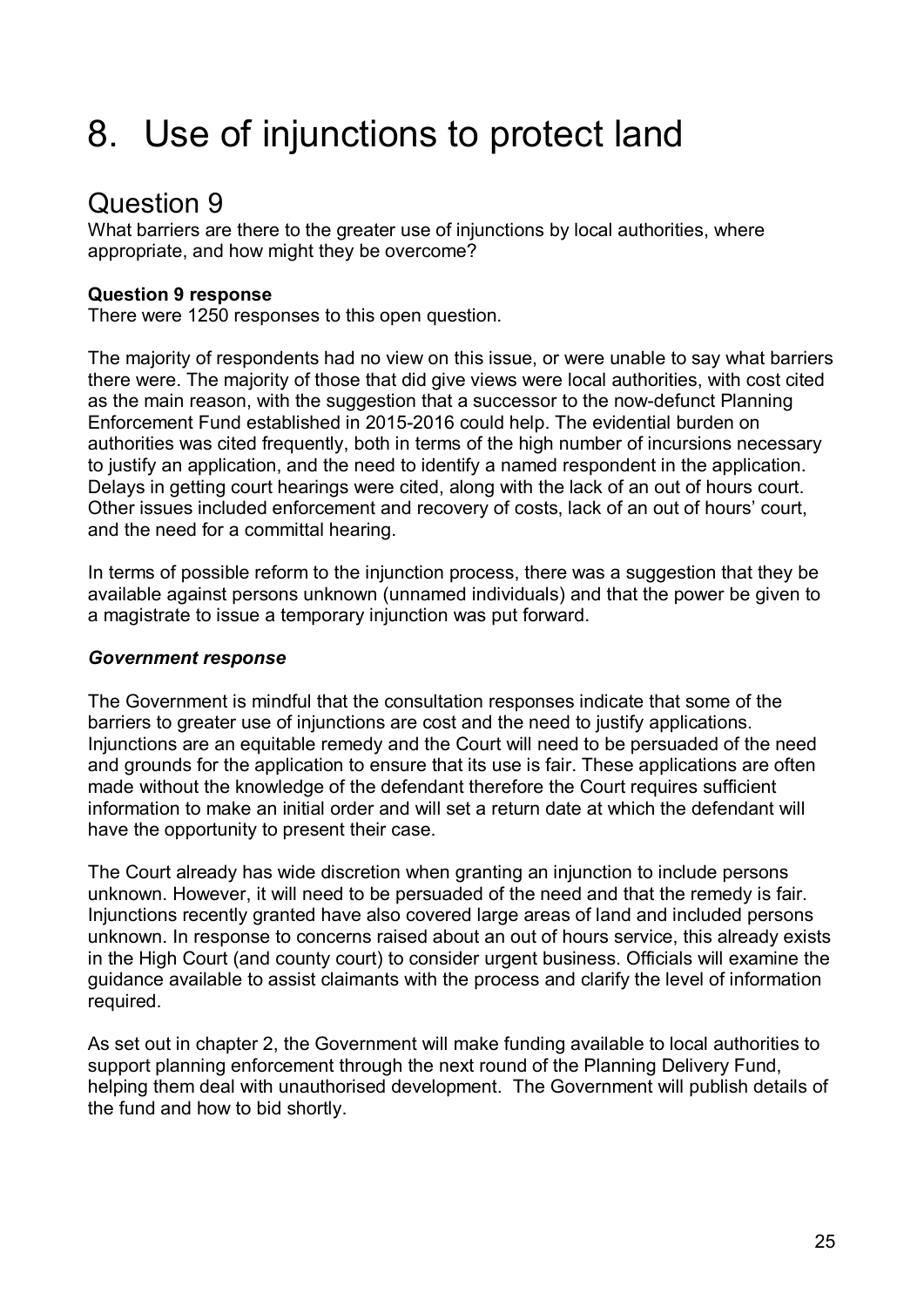# 8. Use of injunctions to protect land

## Question 9

What barriers are there to the greater use of injunctions by local authorities, where appropriate, and how might they be overcome?

**Question 9 response**

There were 1250 responses to this open question.

The majority of respondents had no view on this issue, or were unable to say what barriers there were. The majority of those that did give views were local authorities, with cost cited as the main reason, with the suggestion that a successor to the now-defunct Planning Enforcement Fund established in 2015-2016 could help. The evidential burden on authorities was cited frequently, both in terms of the high number of incursions necessary to justify an application, and the need to identify a named respondent in the application. Delays in getting court hearings were cited, along with the lack of an out of hours court. Other issues included enforcement and recovery of costs, lack of an out of hours' court, and the need for a committal hearing.

In terms of possible reform to the injunction process, there was a suggestion that they be available against persons unknown (unnamed individuals) and that the power be given to a magistrate to issue a temporary injunction was put forward.

***Government response***

The Government is mindful that the consultation responses indicate that some of the barriers to greater use of injunctions are cost and the need to justify applications. Injunctions are an equitable remedy and the Court will need to be persuaded of the need and grounds for the application to ensure that its use is fair. These applications are often made without the knowledge of the defendant therefore the Court requires sufficient information to make an initial order and will set a return date at which the defendant will have the opportunity to present their case.

The Court already has wide discretion when granting an injunction to include persons unknown. However, it will need to be persuaded of the need and that the remedy is fair. Injunctions recently granted have also covered large areas of land and included persons unknown. In response to concerns raised about an out of hours service, this already exists in the High Court (and county court) to consider urgent business. Officials will examine the guidance available to assist claimants with the process and clarify the level of information required.

As set out in chapter 2, the Government will make funding available to local authorities to support planning enforcement through the next round of the Planning Delivery Fund, helping them deal with unauthorised development. The Government will publish details of the fund and how to bid shortly.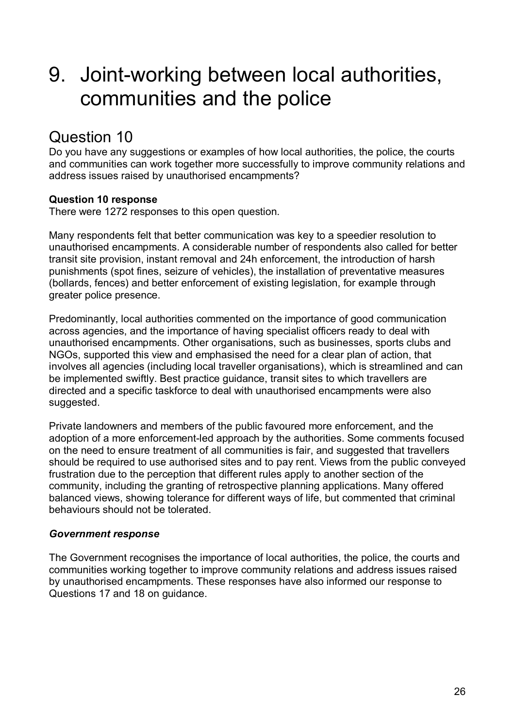# 9. Joint-working between local authorities, communities and the police

## Question 10

Do you have any suggestions or examples of how local authorities, the police, the courts and communities can work together more successfully to improve community relations and address issues raised by unauthorised encampments?

**Question 10 response**

There were 1272 responses to this open question.

Many respondents felt that better communication was key to a speedier resolution to unauthorised encampments. A considerable number of respondents also called for better transit site provision, instant removal and 24h enforcement, the introduction of harsh punishments (spot fines, seizure of vehicles), the installation of preventative measures (bollards, fences) and better enforcement of existing legislation, for example through greater police presence.

Predominantly, local authorities commented on the importance of good communication across agencies, and the importance of having specialist officers ready to deal with unauthorised encampments. Other organisations, such as businesses, sports clubs and NGOs, supported this view and emphasised the need for a clear plan of action, that involves all agencies (including local traveller organisations), which is streamlined and can be implemented swiftly. Best practice guidance, transit sites to which travellers are directed and a specific taskforce to deal with unauthorised encampments were also suggested.

Private landowners and members of the public favoured more enforcement, and the adoption of a more enforcement-led approach by the authorities. Some comments focused on the need to ensure treatment of all communities is fair, and suggested that travellers should be required to use authorised sites and to pay rent. Views from the public conveyed frustration due to the perception that different rules apply to another section of the community, including the granting of retrospective planning applications. Many offered balanced views, showing tolerance for different ways of life, but commented that criminal behaviours should not be tolerated.

***Government response***

The Government recognises the importance of local authorities, the police, the courts and communities working together to improve community relations and address issues raised by unauthorised encampments. These responses have also informed our response to Questions 17 and 18 on guidance.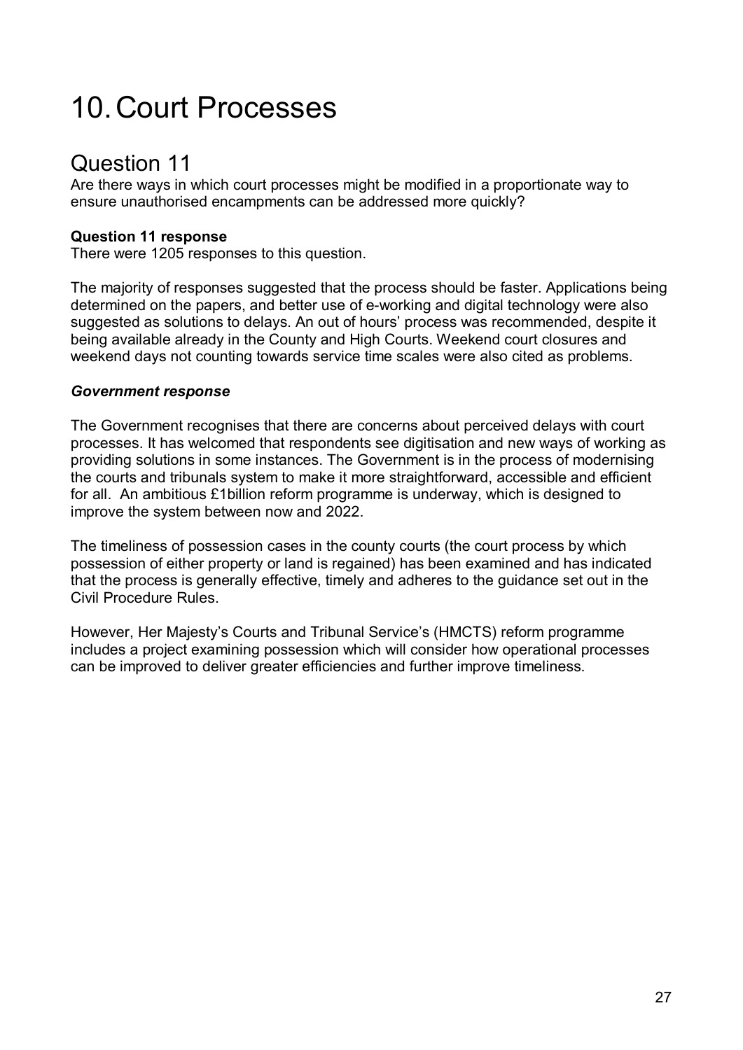# 10. Court Processes

## Question 11

Are there ways in which court processes might be modified in a proportionate way to ensure unauthorised encampments can be addressed more quickly?

**Question 11 response**

There were 1205 responses to this question.

The majority of responses suggested that the process should be faster. Applications being determined on the papers, and better use of e-working and digital technology were also suggested as solutions to delays. An out of hours' process was recommended, despite it being available already in the County and High Courts. Weekend court closures and weekend days not counting towards service time scales were also cited as problems.

***Government response***

The Government recognises that there are concerns about perceived delays with court processes. It has welcomed that respondents see digitisation and new ways of working as providing solutions in some instances. The Government is in the process of modernising the courts and tribunals system to make it more straightforward, accessible and efficient for all. An ambitious £1billion reform programme is underway, which is designed to improve the system between now and 2022.

The timeliness of possession cases in the county courts (the court process by which possession of either property or land is regained) has been examined and has indicated that the process is generally effective, timely and adheres to the guidance set out in the Civil Procedure Rules.

However, Her Majesty's Courts and Tribunal Service's (HMCTS) reform programme includes a project examining possession which will consider how operational processes can be improved to deliver greater efficiencies and further improve timeliness.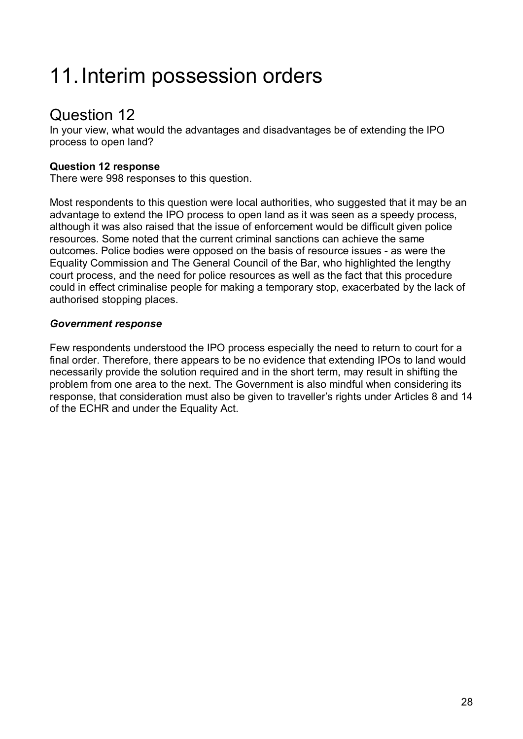# 11. Interim possession orders

## Question 12

In your view, what would the advantages and disadvantages be of extending the IPO process to open land?

**Question 12 response**

There were 998 responses to this question.

Most respondents to this question were local authorities, who suggested that it may be an advantage to extend the IPO process to open land as it was seen as a speedy process, although it was also raised that the issue of enforcement would be difficult given police resources. Some noted that the current criminal sanctions can achieve the same outcomes. Police bodies were opposed on the basis of resource issues - as were the Equality Commission and The General Council of the Bar, who highlighted the lengthy court process, and the need for police resources as well as the fact that this procedure could in effect criminalise people for making a temporary stop, exacerbated by the lack of authorised stopping places.

***Government response***

Few respondents understood the IPO process especially the need to return to court for a final order. Therefore, there appears to be no evidence that extending IPOs to land would necessarily provide the solution required and in the short term, may result in shifting the problem from one area to the next. The Government is also mindful when considering its response, that consideration must also be given to traveller's rights under Articles 8 and 14 of the ECHR and under the Equality Act.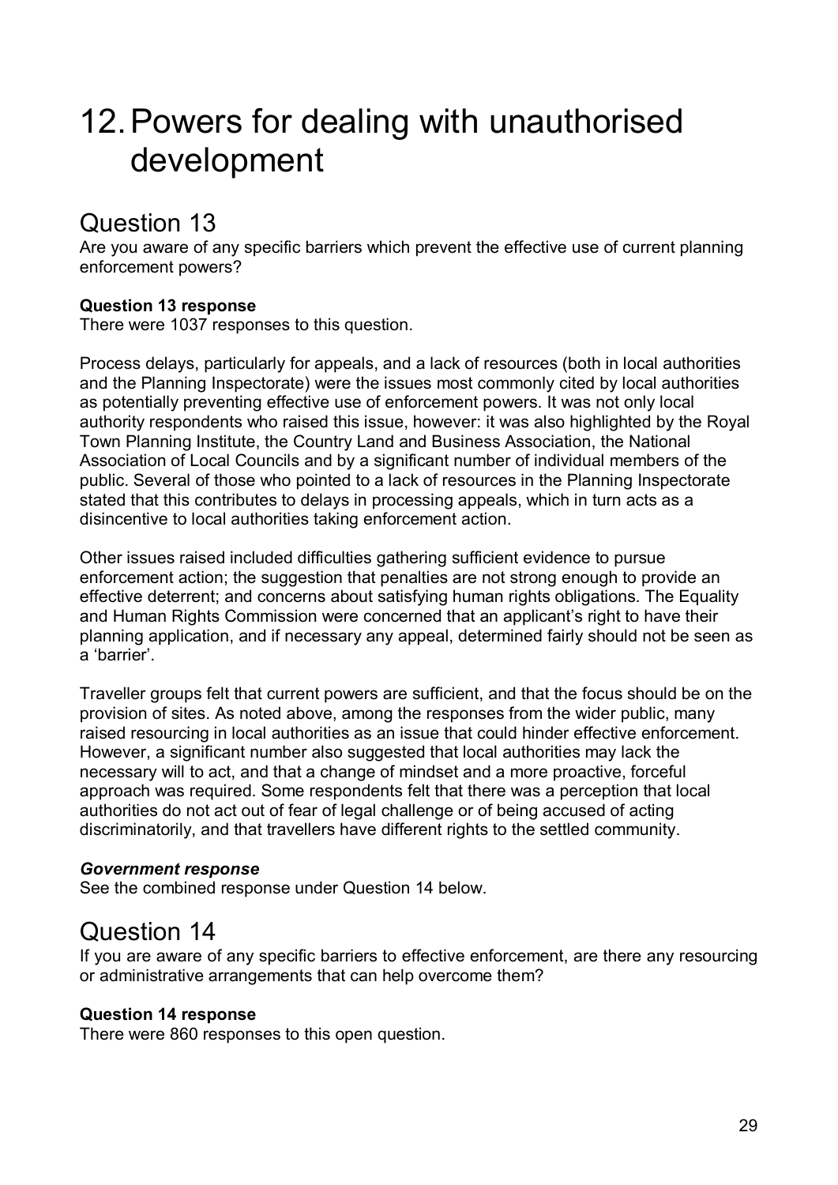# 12. Powers for dealing with unauthorised development

## Question 13

Are you aware of any specific barriers which prevent the effective use of current planning enforcement powers?

**Question 13 response**

There were 1037 responses to this question.

Process delays, particularly for appeals, and a lack of resources (both in local authorities and the Planning Inspectorate) were the issues most commonly cited by local authorities as potentially preventing effective use of enforcement powers. It was not only local authority respondents who raised this issue, however: it was also highlighted by the Royal Town Planning Institute, the Country Land and Business Association, the National Association of Local Councils and by a significant number of individual members of the public. Several of those who pointed to a lack of resources in the Planning Inspectorate stated that this contributes to delays in processing appeals, which in turn acts as a disincentive to local authorities taking enforcement action.

Other issues raised included difficulties gathering sufficient evidence to pursue enforcement action; the suggestion that penalties are not strong enough to provide an effective deterrent; and concerns about satisfying human rights obligations. The Equality and Human Rights Commission were concerned that an applicant's right to have their planning application, and if necessary any appeal, determined fairly should not be seen as a 'barrier'.

Traveller groups felt that current powers are sufficient, and that the focus should be on the provision of sites. As noted above, among the responses from the wider public, many raised resourcing in local authorities as an issue that could hinder effective enforcement. However, a significant number also suggested that local authorities may lack the necessary will to act, and that a change of mindset and a more proactive, forceful approach was required. Some respondents felt that there was a perception that local authorities do not act out of fear of legal challenge or of being accused of acting discriminatorily, and that travellers have different rights to the settled community.

***Government response***

See the combined response under Question 14 below.

## Question 14

If you are aware of any specific barriers to effective enforcement, are there any resourcing or administrative arrangements that can help overcome them?

**Question 14 response**

There were 860 responses to this open question.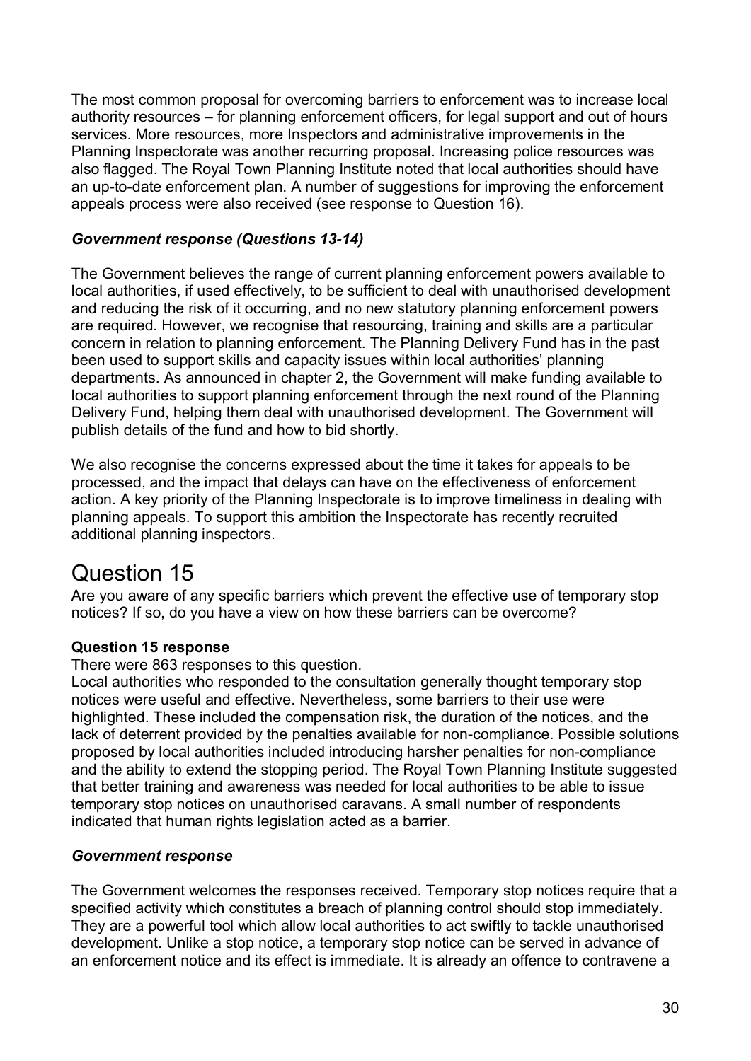The most common proposal for overcoming barriers to enforcement was to increase local authority resources – for planning enforcement officers, for legal support and out of hours services. More resources, more Inspectors and administrative improvements in the Planning Inspectorate was another recurring proposal. Increasing police resources was also flagged. The Royal Town Planning Institute noted that local authorities should have an up-to-date enforcement plan. A number of suggestions for improving the enforcement appeals process were also received (see response to Question 16).

### *Government response (Questions 13-14)*

The Government believes the range of current planning enforcement powers available to local authorities, if used effectively, to be sufficient to deal with unauthorised development and reducing the risk of it occurring, and no new statutory planning enforcement powers are required. However, we recognise that resourcing, training and skills are a particular concern in relation to planning enforcement. The Planning Delivery Fund has in the past been used to support skills and capacity issues within local authorities' planning departments. As announced in chapter 2, the Government will make funding available to local authorities to support planning enforcement through the next round of the Planning Delivery Fund, helping them deal with unauthorised development. The Government will publish details of the fund and how to bid shortly.

We also recognise the concerns expressed about the time it takes for appeals to be processed, and the impact that delays can have on the effectiveness of enforcement action. A key priority of the Planning Inspectorate is to improve timeliness in dealing with planning appeals. To support this ambition the Inspectorate has recently recruited additional planning inspectors.

# Question 15

Are you aware of any specific barriers which prevent the effective use of temporary stop notices? If so, do you have a view on how these barriers can be overcome?

### **Question 15 response**

There were 863 responses to this question.

Local authorities who responded to the consultation generally thought temporary stop notices were useful and effective. Nevertheless, some barriers to their use were highlighted. These included the compensation risk, the duration of the notices, and the lack of deterrent provided by the penalties available for non-compliance. Possible solutions proposed by local authorities included introducing harsher penalties for non-compliance and the ability to extend the stopping period. The Royal Town Planning Institute suggested that better training and awareness was needed for local authorities to be able to issue temporary stop notices on unauthorised caravans. A small number of respondents indicated that human rights legislation acted as a barrier.

### *Government response*

The Government welcomes the responses received. Temporary stop notices require that a specified activity which constitutes a breach of planning control should stop immediately. They are a powerful tool which allow local authorities to act swiftly to tackle unauthorised development. Unlike a stop notice, a temporary stop notice can be served in advance of an enforcement notice and its effect is immediate. It is already an offence to contravene a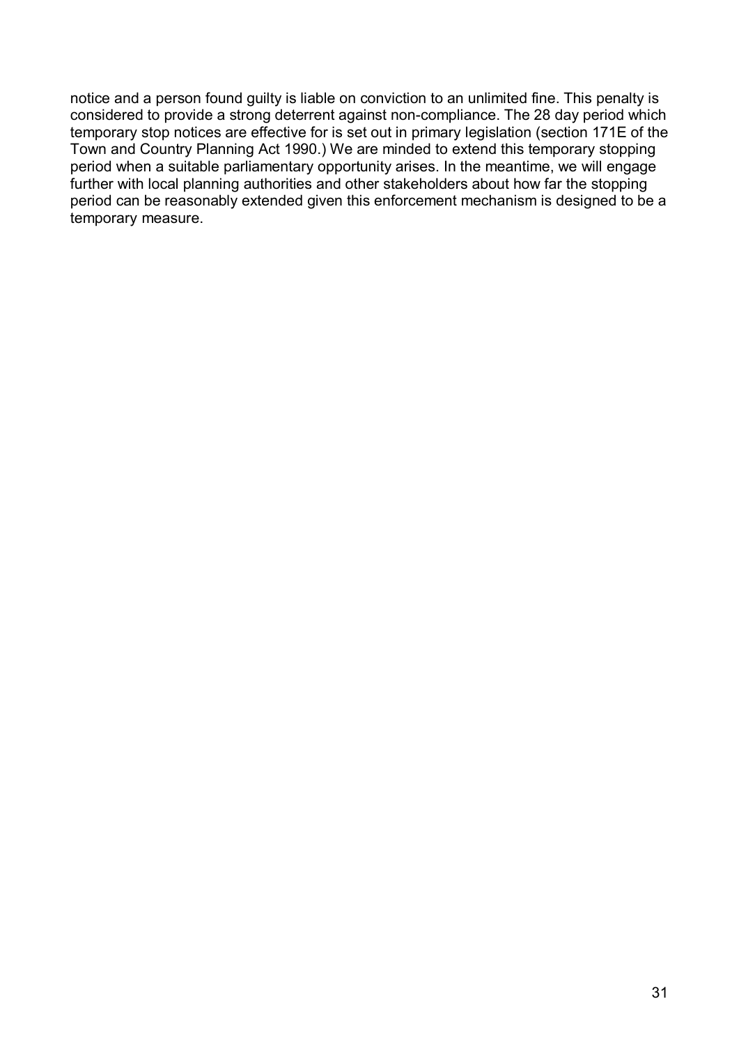notice and a person found guilty is liable on conviction to an unlimited fine. This penalty is considered to provide a strong deterrent against non-compliance. The 28 day period which temporary stop notices are effective for is set out in primary legislation (section 171E of the Town and Country Planning Act 1990.) We are minded to extend this temporary stopping period when a suitable parliamentary opportunity arises. In the meantime, we will engage further with local planning authorities and other stakeholders about how far the stopping period can be reasonably extended given this enforcement mechanism is designed to be a temporary measure.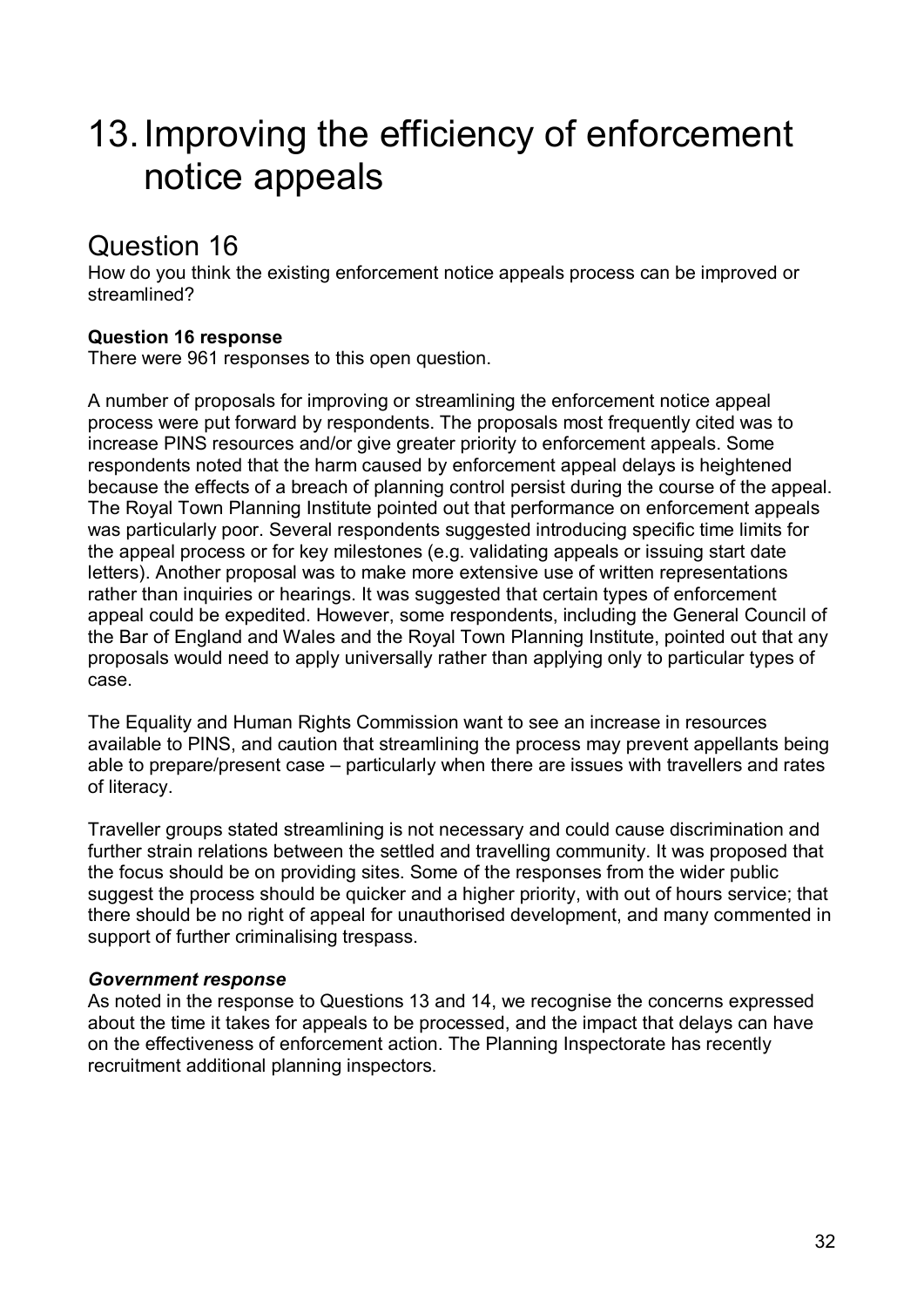# 13. Improving the efficiency of enforcement notice appeals

## Question 16

How do you think the existing enforcement notice appeals process can be improved or streamlined?

**Question 16 response**

There were 961 responses to this open question.

A number of proposals for improving or streamlining the enforcement notice appeal process were put forward by respondents. The proposals most frequently cited was to increase PINS resources and/or give greater priority to enforcement appeals. Some respondents noted that the harm caused by enforcement appeal delays is heightened because the effects of a breach of planning control persist during the course of the appeal. The Royal Town Planning Institute pointed out that performance on enforcement appeals was particularly poor. Several respondents suggested introducing specific time limits for the appeal process or for key milestones (e.g. validating appeals or issuing start date letters). Another proposal was to make more extensive use of written representations rather than inquiries or hearings. It was suggested that certain types of enforcement appeal could be expedited. However, some respondents, including the General Council of the Bar of England and Wales and the Royal Town Planning Institute, pointed out that any proposals would need to apply universally rather than applying only to particular types of case.

The Equality and Human Rights Commission want to see an increase in resources available to PINS, and caution that streamlining the process may prevent appellants being able to prepare/present case – particularly when there are issues with travellers and rates of literacy.

Traveller groups stated streamlining is not necessary and could cause discrimination and further strain relations between the settled and travelling community. It was proposed that the focus should be on providing sites. Some of the responses from the wider public suggest the process should be quicker and a higher priority, with out of hours service; that there should be no right of appeal for unauthorised development, and many commented in support of further criminalising trespass.

***Government response***

As noted in the response to Questions 13 and 14, we recognise the concerns expressed about the time it takes for appeals to be processed, and the impact that delays can have on the effectiveness of enforcement action. The Planning Inspectorate has recently recruitment additional planning inspectors.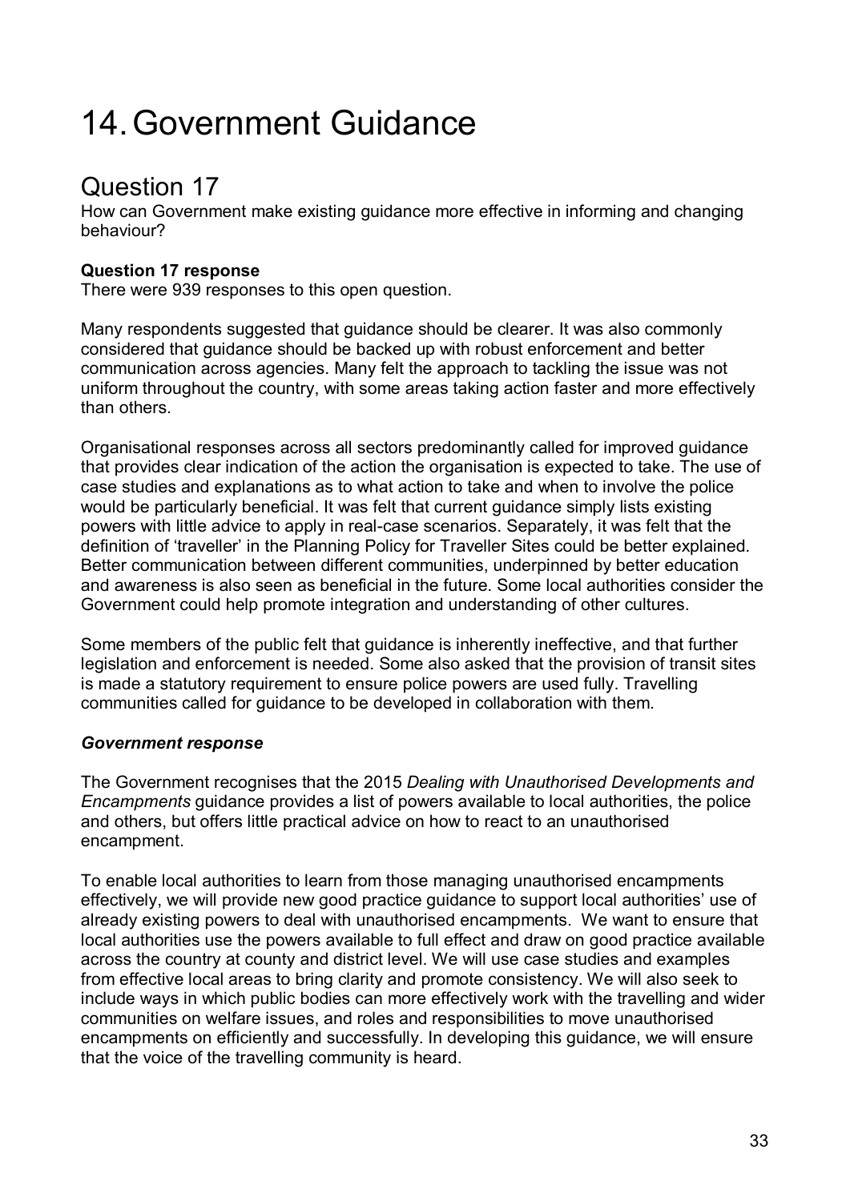# 14. Government Guidance

## Question 17

How can Government make existing guidance more effective in informing and changing behaviour?

**Question 17 response**

There were 939 responses to this open question.

Many respondents suggested that guidance should be clearer. It was also commonly considered that guidance should be backed up with robust enforcement and better communication across agencies. Many felt the approach to tackling the issue was not uniform throughout the country, with some areas taking action faster and more effectively than others.

Organisational responses across all sectors predominantly called for improved guidance that provides clear indication of the action the organisation is expected to take. The use of case studies and explanations as to what action to take and when to involve the police would be particularly beneficial. It was felt that current guidance simply lists existing powers with little advice to apply in real-case scenarios. Separately, it was felt that the definition of 'traveller' in the Planning Policy for Traveller Sites could be better explained. Better communication between different communities, underpinned by better education and awareness is also seen as beneficial in the future. Some local authorities consider the Government could help promote integration and understanding of other cultures.

Some members of the public felt that guidance is inherently ineffective, and that further legislation and enforcement is needed. Some also asked that the provision of transit sites is made a statutory requirement to ensure police powers are used fully. Travelling communities called for guidance to be developed in collaboration with them.

***Government response***

The Government recognises that the 2015 *Dealing with Unauthorised Developments and Encampments* guidance provides a list of powers available to local authorities, the police and others, but offers little practical advice on how to react to an unauthorised encampment.

To enable local authorities to learn from those managing unauthorised encampments effectively, we will provide new good practice guidance to support local authorities' use of already existing powers to deal with unauthorised encampments. We want to ensure that local authorities use the powers available to full effect and draw on good practice available across the country at county and district level. We will use case studies and examples from effective local areas to bring clarity and promote consistency. We will also seek to include ways in which public bodies can more effectively work with the travelling and wider communities on welfare issues, and roles and responsibilities to move unauthorised encampments on efficiently and successfully. In developing this guidance, we will ensure that the voice of the travelling community is heard.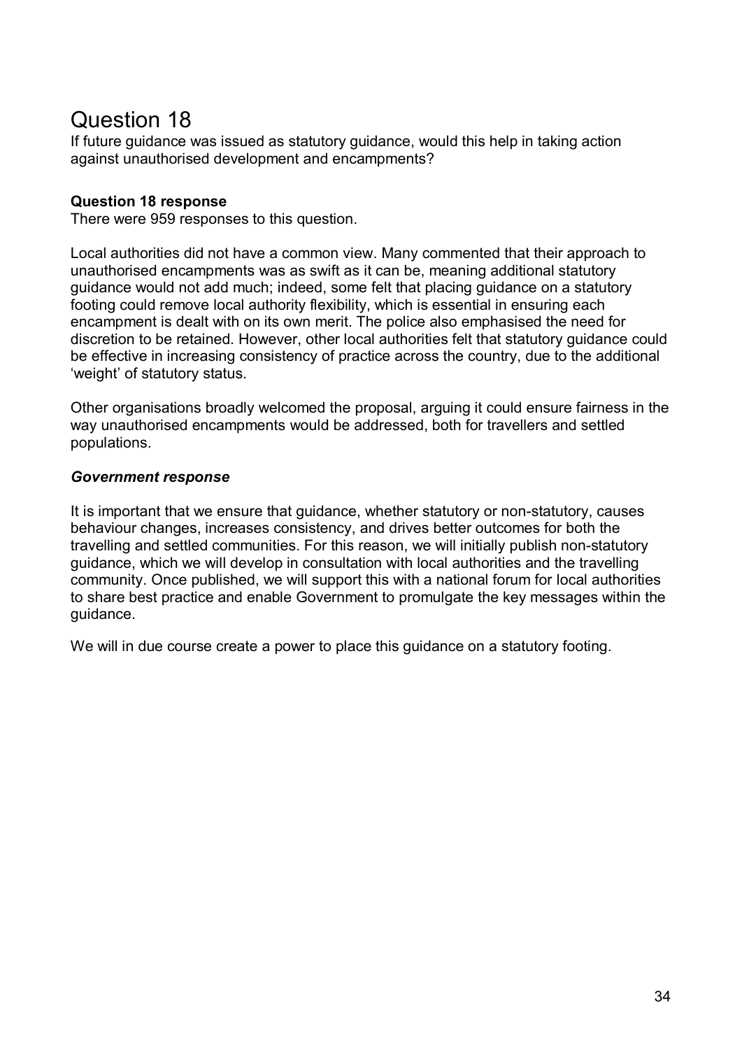# Question 18

If future guidance was issued as statutory guidance, would this help in taking action against unauthorised development and encampments?

**Question 18 response**

There were 959 responses to this question.

Local authorities did not have a common view. Many commented that their approach to unauthorised encampments was as swift as it can be, meaning additional statutory guidance would not add much; indeed, some felt that placing guidance on a statutory footing could remove local authority flexibility, which is essential in ensuring each encampment is dealt with on its own merit. The police also emphasised the need for discretion to be retained. However, other local authorities felt that statutory guidance could be effective in increasing consistency of practice across the country, due to the additional 'weight' of statutory status.

Other organisations broadly welcomed the proposal, arguing it could ensure fairness in the way unauthorised encampments would be addressed, both for travellers and settled populations.

***Government response***

It is important that we ensure that guidance, whether statutory or non-statutory, causes behaviour changes, increases consistency, and drives better outcomes for both the travelling and settled communities. For this reason, we will initially publish non-statutory guidance, which we will develop in consultation with local authorities and the travelling community. Once published, we will support this with a national forum for local authorities to share best practice and enable Government to promulgate the key messages within the guidance.

We will in due course create a power to place this guidance on a statutory footing.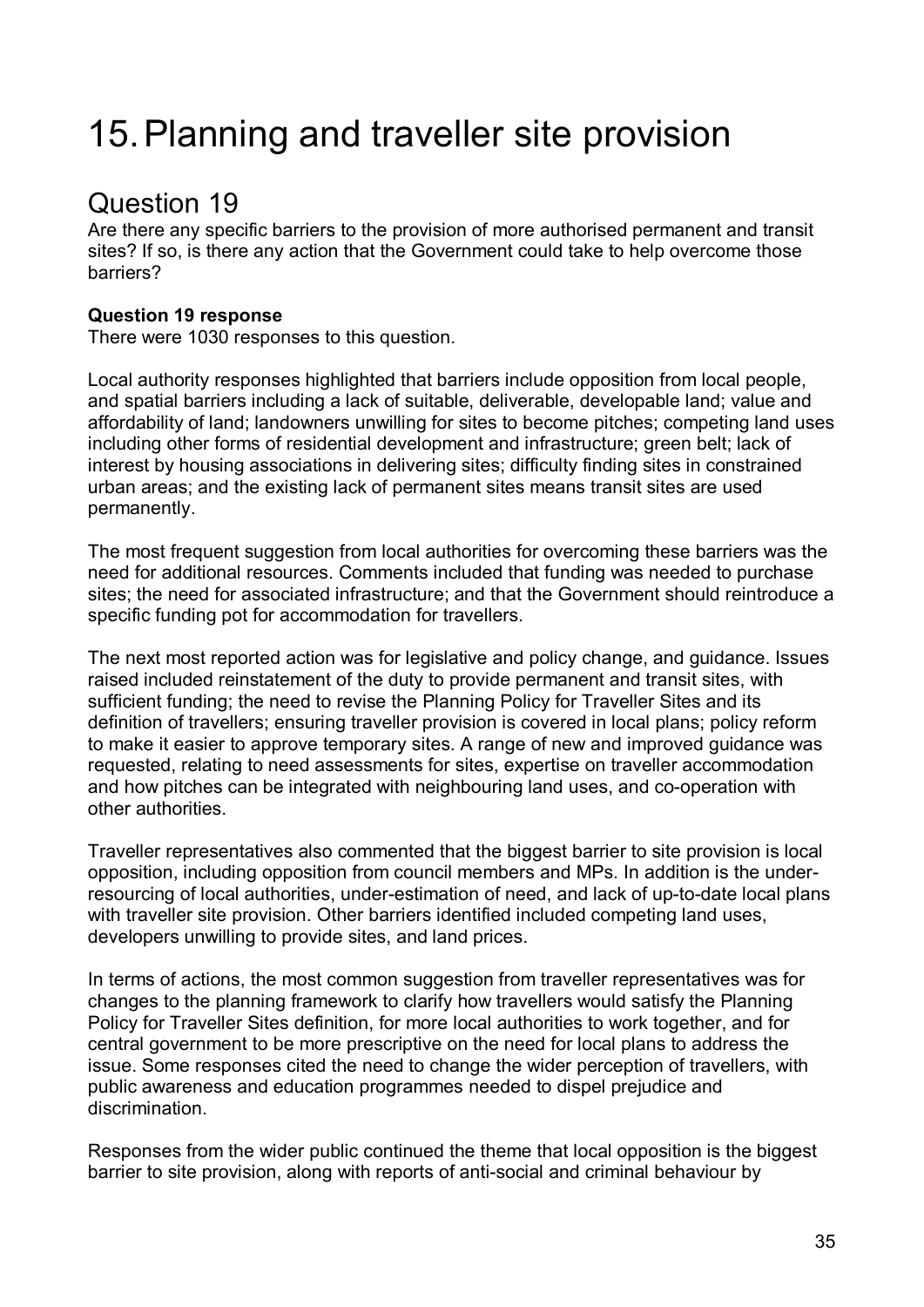# 15. Planning and traveller site provision

## Question 19

Are there any specific barriers to the provision of more authorised permanent and transit sites? If so, is there any action that the Government could take to help overcome those barriers?

**Question 19 response**

There were 1030 responses to this question.

Local authority responses highlighted that barriers include opposition from local people, and spatial barriers including a lack of suitable, deliverable, developable land; value and affordability of land; landowners unwilling for sites to become pitches; competing land uses including other forms of residential development and infrastructure; green belt; lack of interest by housing associations in delivering sites; difficulty finding sites in constrained urban areas; and the existing lack of permanent sites means transit sites are used permanently.

The most frequent suggestion from local authorities for overcoming these barriers was the need for additional resources. Comments included that funding was needed to purchase sites; the need for associated infrastructure; and that the Government should reintroduce a specific funding pot for accommodation for travellers.

The next most reported action was for legislative and policy change, and guidance. Issues raised included reinstatement of the duty to provide permanent and transit sites, with sufficient funding; the need to revise the Planning Policy for Traveller Sites and its definition of travellers; ensuring traveller provision is covered in local plans; policy reform to make it easier to approve temporary sites. A range of new and improved guidance was requested, relating to need assessments for sites, expertise on traveller accommodation and how pitches can be integrated with neighbouring land uses, and co-operation with other authorities.

Traveller representatives also commented that the biggest barrier to site provision is local opposition, including opposition from council members and MPs. In addition is the under-resourcing of local authorities, under-estimation of need, and lack of up-to-date local plans with traveller site provision. Other barriers identified included competing land uses, developers unwilling to provide sites, and land prices.

In terms of actions, the most common suggestion from traveller representatives was for changes to the planning framework to clarify how travellers would satisfy the Planning Policy for Traveller Sites definition, for more local authorities to work together, and for central government to be more prescriptive on the need for local plans to address the issue. Some responses cited the need to change the wider perception of travellers, with public awareness and education programmes needed to dispel prejudice and discrimination.

Responses from the wider public continued the theme that local opposition is the biggest barrier to site provision, along with reports of anti-social and criminal behaviour by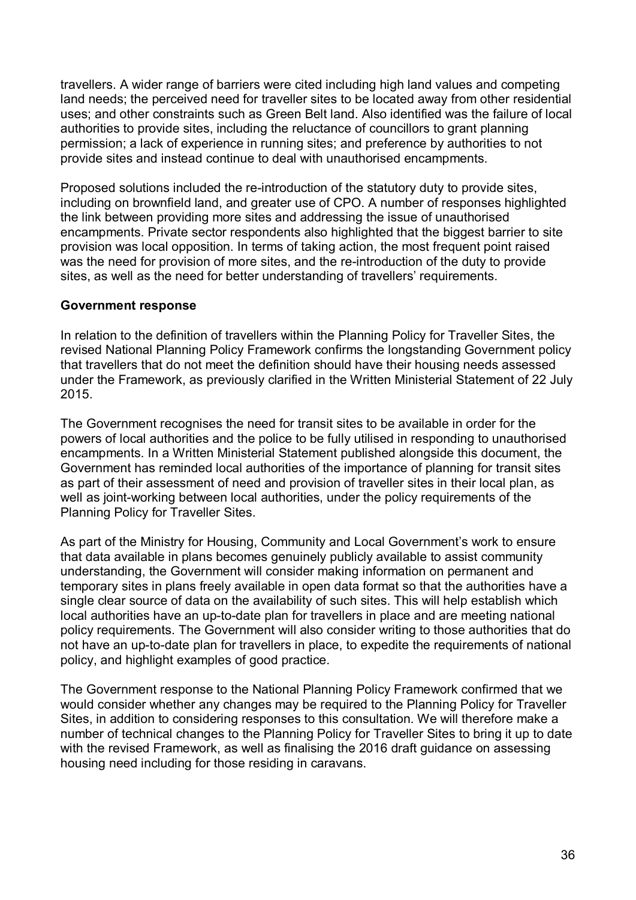travellers. A wider range of barriers were cited including high land values and competing land needs; the perceived need for traveller sites to be located away from other residential uses; and other constraints such as Green Belt land. Also identified was the failure of local authorities to provide sites, including the reluctance of councillors to grant planning permission; a lack of experience in running sites; and preference by authorities to not provide sites and instead continue to deal with unauthorised encampments.

Proposed solutions included the re-introduction of the statutory duty to provide sites, including on brownfield land, and greater use of CPO. A number of responses highlighted the link between providing more sites and addressing the issue of unauthorised encampments. Private sector respondents also highlighted that the biggest barrier to site provision was local opposition. In terms of taking action, the most frequent point raised was the need for provision of more sites, and the re-introduction of the duty to provide sites, as well as the need for better understanding of travellers' requirements.

**Government response**

In relation to the definition of travellers within the Planning Policy for Traveller Sites, the revised National Planning Policy Framework confirms the longstanding Government policy that travellers that do not meet the definition should have their housing needs assessed under the Framework, as previously clarified in the Written Ministerial Statement of 22 July 2015.

The Government recognises the need for transit sites to be available in order for the powers of local authorities and the police to be fully utilised in responding to unauthorised encampments. In a Written Ministerial Statement published alongside this document, the Government has reminded local authorities of the importance of planning for transit sites as part of their assessment of need and provision of traveller sites in their local plan, as well as joint-working between local authorities, under the policy requirements of the Planning Policy for Traveller Sites.

As part of the Ministry for Housing, Community and Local Government's work to ensure that data available in plans becomes genuinely publicly available to assist community understanding, the Government will consider making information on permanent and temporary sites in plans freely available in open data format so that the authorities have a single clear source of data on the availability of such sites. This will help establish which local authorities have an up-to-date plan for travellers in place and are meeting national policy requirements. The Government will also consider writing to those authorities that do not have an up-to-date plan for travellers in place, to expedite the requirements of national policy, and highlight examples of good practice.

The Government response to the National Planning Policy Framework confirmed that we would consider whether any changes may be required to the Planning Policy for Traveller Sites, in addition to considering responses to this consultation. We will therefore make a number of technical changes to the Planning Policy for Traveller Sites to bring it up to date with the revised Framework, as well as finalising the 2016 draft guidance on assessing housing need including for those residing in caravans.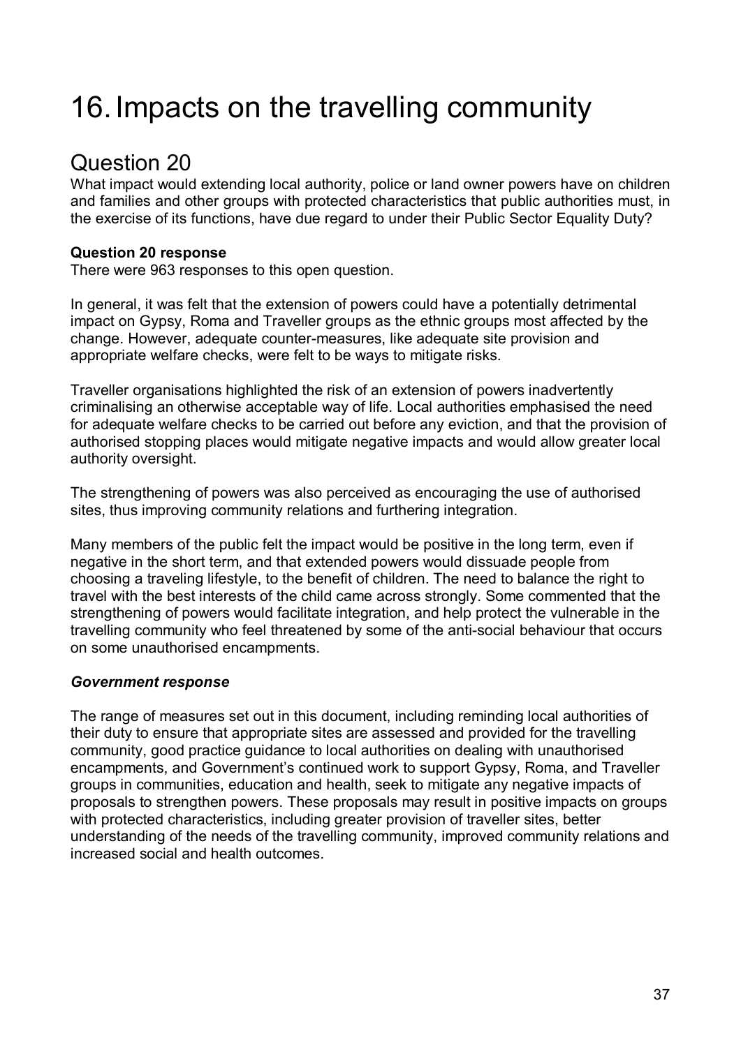# 16. Impacts on the travelling community

## Question 20

What impact would extending local authority, police or land owner powers have on children and families and other groups with protected characteristics that public authorities must, in the exercise of its functions, have due regard to under their Public Sector Equality Duty?

**Question 20 response**

There were 963 responses to this open question.

In general, it was felt that the extension of powers could have a potentially detrimental impact on Gypsy, Roma and Traveller groups as the ethnic groups most affected by the change. However, adequate counter-measures, like adequate site provision and appropriate welfare checks, were felt to be ways to mitigate risks.

Traveller organisations highlighted the risk of an extension of powers inadvertently criminalising an otherwise acceptable way of life. Local authorities emphasised the need for adequate welfare checks to be carried out before any eviction, and that the provision of authorised stopping places would mitigate negative impacts and would allow greater local authority oversight.

The strengthening of powers was also perceived as encouraging the use of authorised sites, thus improving community relations and furthering integration.

Many members of the public felt the impact would be positive in the long term, even if negative in the short term, and that extended powers would dissuade people from choosing a traveling lifestyle, to the benefit of children. The need to balance the right to travel with the best interests of the child came across strongly. Some commented that the strengthening of powers would facilitate integration, and help protect the vulnerable in the travelling community who feel threatened by some of the anti-social behaviour that occurs on some unauthorised encampments.

***Government response***

The range of measures set out in this document, including reminding local authorities of their duty to ensure that appropriate sites are assessed and provided for the travelling community, good practice guidance to local authorities on dealing with unauthorised encampments, and Government's continued work to support Gypsy, Roma, and Traveller groups in communities, education and health, seek to mitigate any negative impacts of proposals to strengthen powers. These proposals may result in positive impacts on groups with protected characteristics, including greater provision of traveller sites, better understanding of the needs of the travelling community, improved community relations and increased social and health outcomes.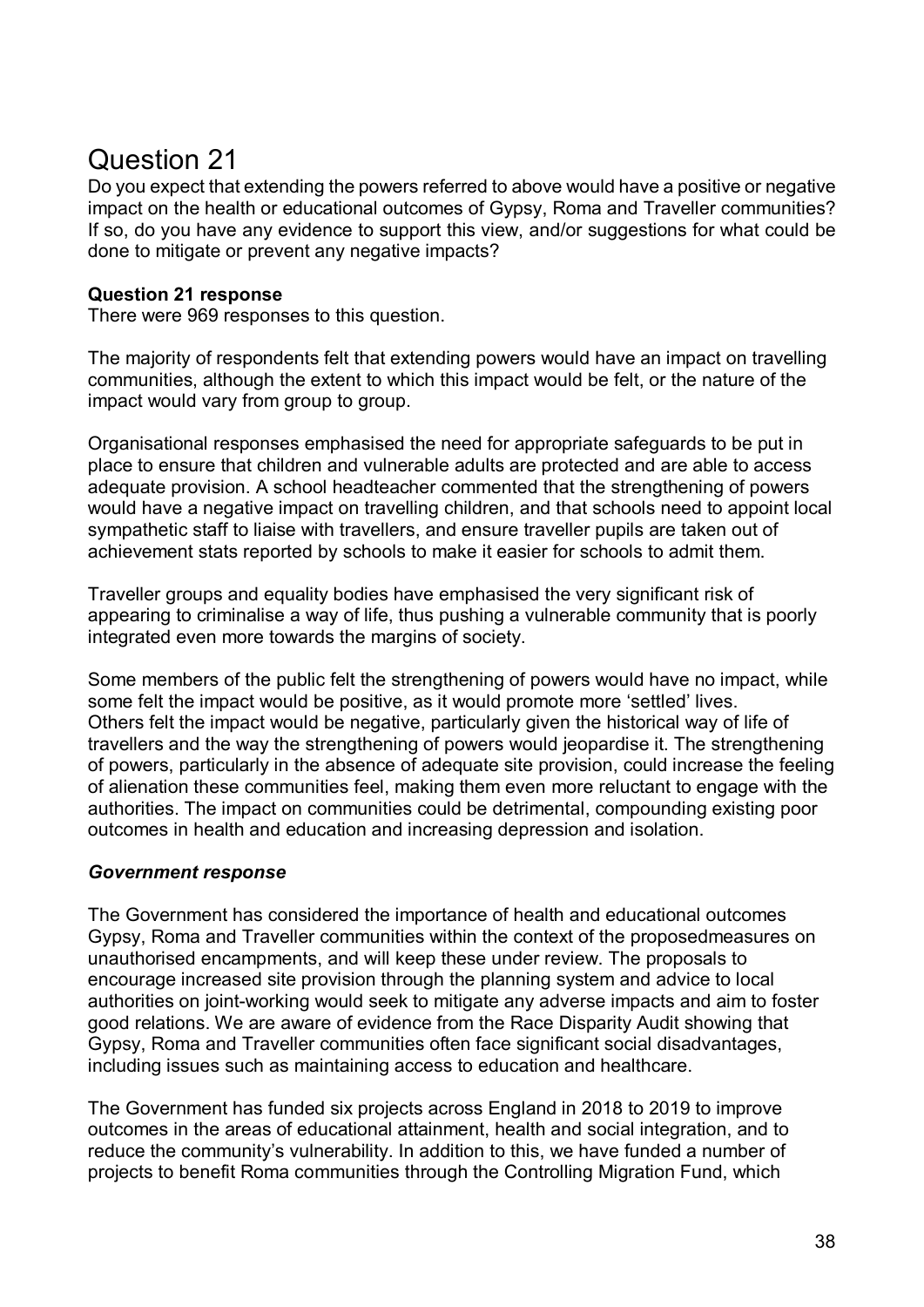# Question 21

Do you expect that extending the powers referred to above would have a positive or negative impact on the health or educational outcomes of Gypsy, Roma and Traveller communities? If so, do you have any evidence to support this view, and/or suggestions for what could be done to mitigate or prevent any negative impacts?

**Question 21 response**

There were 969 responses to this question.

The majority of respondents felt that extending powers would have an impact on travelling communities, although the extent to which this impact would be felt, or the nature of the impact would vary from group to group.

Organisational responses emphasised the need for appropriate safeguards to be put in place to ensure that children and vulnerable adults are protected and are able to access adequate provision. A school headteacher commented that the strengthening of powers would have a negative impact on travelling children, and that schools need to appoint local sympathetic staff to liaise with travellers, and ensure traveller pupils are taken out of achievement stats reported by schools to make it easier for schools to admit them.

Traveller groups and equality bodies have emphasised the very significant risk of appearing to criminalise a way of life, thus pushing a vulnerable community that is poorly integrated even more towards the margins of society.

Some members of the public felt the strengthening of powers would have no impact, while some felt the impact would be positive, as it would promote more 'settled' lives. Others felt the impact would be negative, particularly given the historical way of life of travellers and the way the strengthening of powers would jeopardise it. The strengthening of powers, particularly in the absence of adequate site provision, could increase the feeling of alienation these communities feel, making them even more reluctant to engage with the authorities. The impact on communities could be detrimental, compounding existing poor outcomes in health and education and increasing depression and isolation.

***Government response***

The Government has considered the importance of health and educational outcomes Gypsy, Roma and Traveller communities within the context of the proposedmeasures on unauthorised encampments, and will keep these under review. The proposals to encourage increased site provision through the planning system and advice to local authorities on joint-working would seek to mitigate any adverse impacts and aim to foster good relations. We are aware of evidence from the Race Disparity Audit showing that Gypsy, Roma and Traveller communities often face significant social disadvantages, including issues such as maintaining access to education and healthcare.

The Government has funded six projects across England in 2018 to 2019 to improve outcomes in the areas of educational attainment, health and social integration, and to reduce the community's vulnerability. In addition to this, we have funded a number of projects to benefit Roma communities through the Controlling Migration Fund, which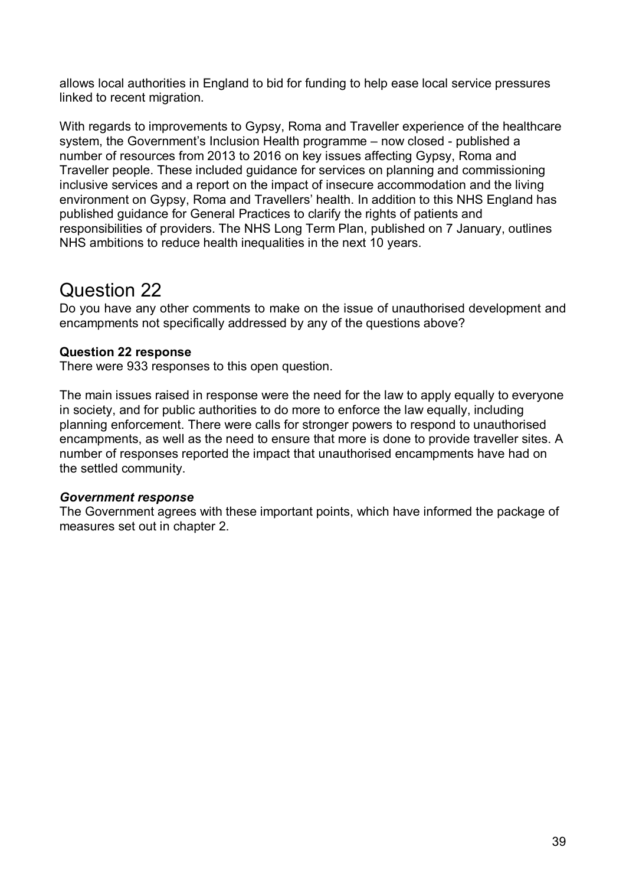allows local authorities in England to bid for funding to help ease local service pressures linked to recent migration.

With regards to improvements to Gypsy, Roma and Traveller experience of the healthcare system, the Government's Inclusion Health programme – now closed - published a number of resources from 2013 to 2016 on key issues affecting Gypsy, Roma and Traveller people. These included guidance for services on planning and commissioning inclusive services and a report on the impact of insecure accommodation and the living environment on Gypsy, Roma and Travellers' health. In addition to this NHS England has published guidance for General Practices to clarify the rights of patients and responsibilities of providers. The NHS Long Term Plan, published on 7 January, outlines NHS ambitions to reduce health inequalities in the next 10 years.

# Question 22

Do you have any other comments to make on the issue of unauthorised development and encampments not specifically addressed by any of the questions above?

**Question 22 response**

There were 933 responses to this open question.

The main issues raised in response were the need for the law to apply equally to everyone in society, and for public authorities to do more to enforce the law equally, including planning enforcement. There were calls for stronger powers to respond to unauthorised encampments, as well as the need to ensure that more is done to provide traveller sites. A number of responses reported the impact that unauthorised encampments have had on the settled community.

***Government response***

The Government agrees with these important points, which have informed the package of measures set out in chapter 2.